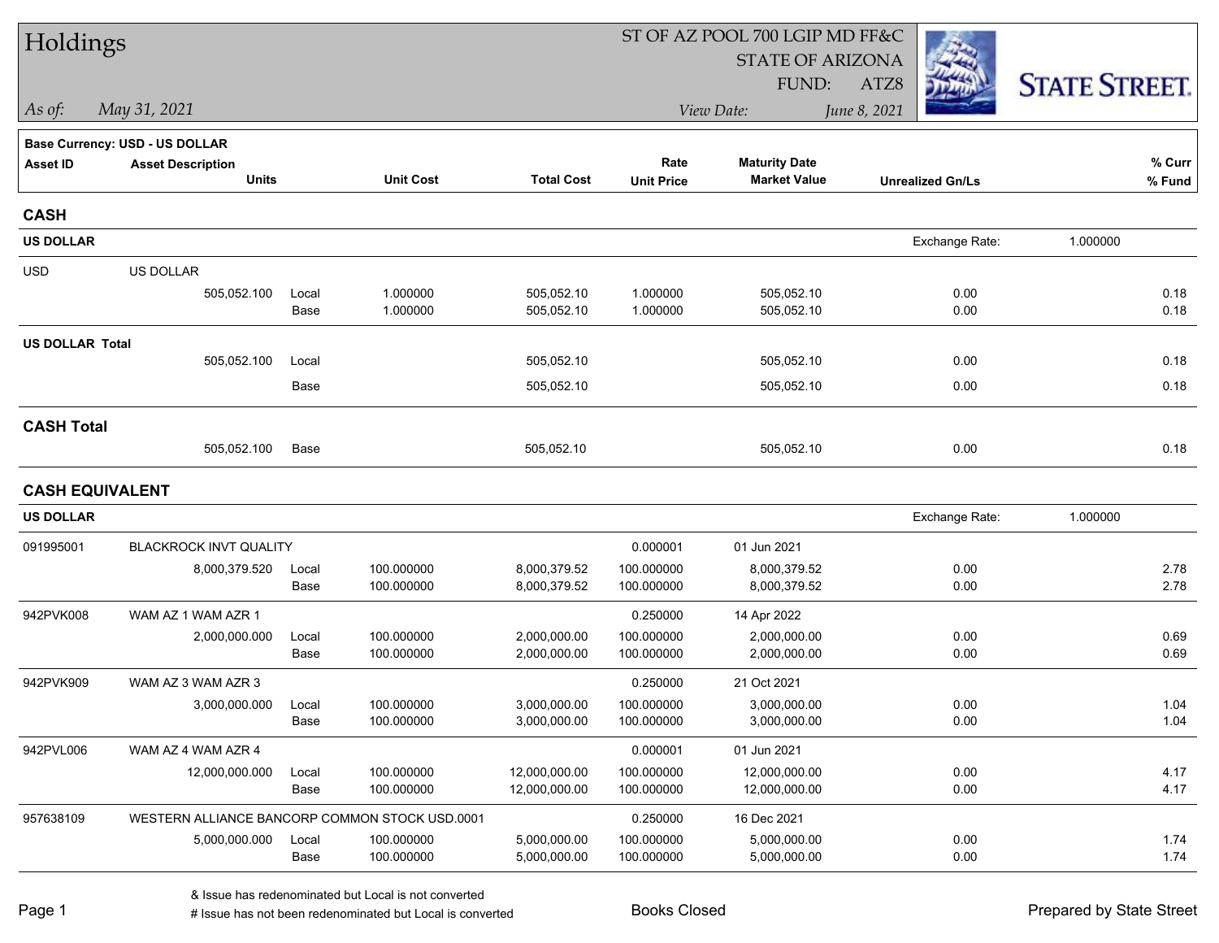# Holdings

ST OF AZ POOL 700 LGIP MD FF&C
STATE OF ARIZONA
FUND: ATZ8

*As of:* *May 31, 2021*
*View Date:* *June 8, 2021*

STATE STREET.

**Base Currency: USD - US DOLLAR**

| Asset ID | Asset Description / Units | | Unit Cost | Total Cost | Rate / Unit Price | Maturity Date / Market Value | Unrealized Gn/Ls | % Curr / % Fund |
|---|---|---|---|---|---|---|---|---|
| **CASH** | | | | | | | | |
| **US DOLLAR** | | | | | | | Exchange Rate: | 1.000000 |
| USD | US DOLLAR | | | | | | | |
| | 505,052.100 | Local | 1.000000 | 505,052.10 | 1.000000 | 505,052.10 | 0.00 | 0.18 |
| | | Base | 1.000000 | 505,052.10 | 1.000000 | 505,052.10 | 0.00 | 0.18 |
| **US DOLLAR Total** | | | | | | | | |
| | 505,052.100 | Local | | 505,052.10 | | 505,052.10 | 0.00 | 0.18 |
| | | Base | | 505,052.10 | | 505,052.10 | 0.00 | 0.18 |
| **CASH Total** | | | | | | | | |
| | 505,052.100 | Base | | 505,052.10 | | 505,052.10 | 0.00 | 0.18 |
| **CASH EQUIVALENT** | | | | | | | | |
| **US DOLLAR** | | | | | | | Exchange Rate: | 1.000000 |
| 091995001 | BLACKROCK INVT QUALITY | | | | 0.000001 | 01 Jun 2021 | | |
| | 8,000,379.520 | Local | 100.000000 | 8,000,379.52 | 100.000000 | 8,000,379.52 | 0.00 | 2.78 |
| | | Base | 100.000000 | 8,000,379.52 | 100.000000 | 8,000,379.52 | 0.00 | 2.78 |
| 942PVK008 | WAM AZ 1 WAM AZR 1 | | | | 0.250000 | 14 Apr 2022 | | |
| | 2,000,000.000 | Local | 100.000000 | 2,000,000.00 | 100.000000 | 2,000,000.00 | 0.00 | 0.69 |
| | | Base | 100.000000 | 2,000,000.00 | 100.000000 | 2,000,000.00 | 0.00 | 0.69 |
| 942PVK909 | WAM AZ 3 WAM AZR 3 | | | | 0.250000 | 21 Oct 2021 | | |
| | 3,000,000.000 | Local | 100.000000 | 3,000,000.00 | 100.000000 | 3,000,000.00 | 0.00 | 1.04 |
| | | Base | 100.000000 | 3,000,000.00 | 100.000000 | 3,000,000.00 | 0.00 | 1.04 |
| 942PVL006 | WAM AZ 4 WAM AZR 4 | | | | 0.000001 | 01 Jun 2021 | | |
| | 12,000,000.000 | Local | 100.000000 | 12,000,000.00 | 100.000000 | 12,000,000.00 | 0.00 | 4.17 |
| | | Base | 100.000000 | 12,000,000.00 | 100.000000 | 12,000,000.00 | 0.00 | 4.17 |
| 957638109 | WESTERN ALLIANCE BANCORP COMMON STOCK USD.0001 | | | | 0.250000 | 16 Dec 2021 | | |
| | 5,000,000.000 | Local | 100.000000 | 5,000,000.00 | 100.000000 | 5,000,000.00 | 0.00 | 1.74 |
| | | Base | 100.000000 | 5,000,000.00 | 100.000000 | 5,000,000.00 | 0.00 | 1.74 |

& Issue has redenominated but Local is not converted
# Issue has not been redenominated but Local is converted

Books Closed

Prepared by State Street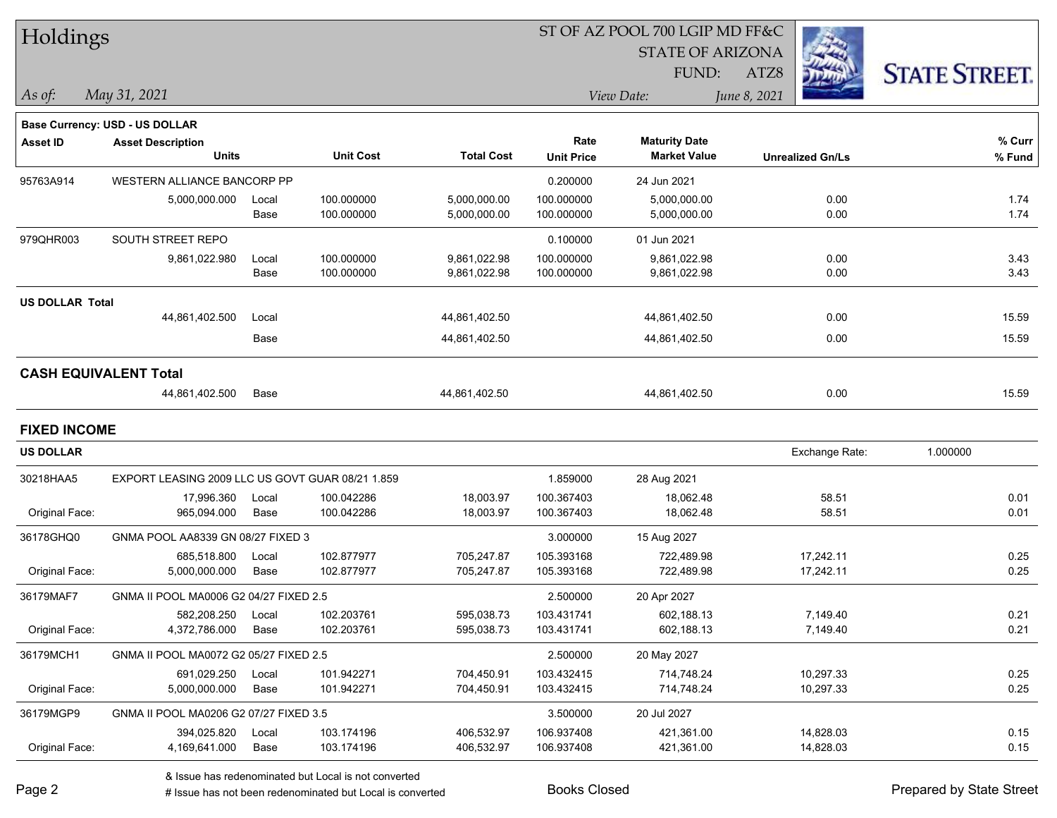# Holdings

ST OF AZ POOL 700 LGIP MD FF&C
STATE OF ARIZONA
FUND: ATZ8

*As of:* *May 31, 2021*
*View Date:* *June 8, 2021*

**Base Currency: USD - US DOLLAR**

| Asset ID | Asset Description / Units | | Unit Cost | Total Cost | Rate / Unit Price | Maturity Date / Market Value | Unrealized Gn/Ls | % Curr / % Fund |
|---|---|---|---|---|---|---|---|---|
| 95763A914 | WESTERN ALLIANCE BANCORP PP | | | | 0.200000 | 24 Jun 2021 | | |
| | 5,000,000.000 | Local | 100.000000 | 5,000,000.00 | 100.000000 | 5,000,000.00 | 0.00 | 1.74 |
| | | Base | 100.000000 | 5,000,000.00 | 100.000000 | 5,000,000.00 | 0.00 | 1.74 |
| 979QHR003 | SOUTH STREET REPO | | | | 0.100000 | 01 Jun 2021 | | |
| | 9,861,022.980 | Local | 100.000000 | 9,861,022.98 | 100.000000 | 9,861,022.98 | 0.00 | 3.43 |
| | | Base | 100.000000 | 9,861,022.98 | 100.000000 | 9,861,022.98 | 0.00 | 3.43 |
| **US DOLLAR Total** | | | | | | | | |
| | 44,861,402.500 | Local | | 44,861,402.50 | | 44,861,402.50 | 0.00 | 15.59 |
| | | Base | | 44,861,402.50 | | 44,861,402.50 | 0.00 | 15.59 |
| **CASH EQUIVALENT Total** | | | | | | | | |
| | 44,861,402.500 | Base | | 44,861,402.50 | | 44,861,402.50 | 0.00 | 15.59 |

## FIXED INCOME

**US DOLLAR** — Exchange Rate: 1.000000

| Asset ID | Asset Description / Units | | Unit Cost | Total Cost | Rate / Unit Price | Maturity Date / Market Value | Unrealized Gn/Ls | % Curr / % Fund |
|---|---|---|---|---|---|---|---|---|
| 30218HAA5 | EXPORT LEASING 2009 LLC US GOVT GUAR 08/21 1.859 | | | | 1.859000 | 28 Aug 2021 | | |
| | 17,996.360 | Local | 100.042286 | 18,003.97 | 100.367403 | 18,062.48 | 58.51 | 0.01 |
| Original Face: | 965,094.000 | Base | 100.042286 | 18,003.97 | 100.367403 | 18,062.48 | 58.51 | 0.01 |
| 36178GHQ0 | GNMA POOL AA8339 GN 08/27 FIXED 3 | | | | 3.000000 | 15 Aug 2027 | | |
| | 685,518.800 | Local | 102.877977 | 705,247.87 | 105.393168 | 722,489.98 | 17,242.11 | 0.25 |
| Original Face: | 5,000,000.000 | Base | 102.877977 | 705,247.87 | 105.393168 | 722,489.98 | 17,242.11 | 0.25 |
| 36179MAF7 | GNMA II POOL MA0006 G2 04/27 FIXED 2.5 | | | | 2.500000 | 20 Apr 2027 | | |
| | 582,208.250 | Local | 102.203761 | 595,038.73 | 103.431741 | 602,188.13 | 7,149.40 | 0.21 |
| Original Face: | 4,372,786.000 | Base | 102.203761 | 595,038.73 | 103.431741 | 602,188.13 | 7,149.40 | 0.21 |
| 36179MCH1 | GNMA II POOL MA0072 G2 05/27 FIXED 2.5 | | | | 2.500000 | 20 May 2027 | | |
| | 691,029.250 | Local | 101.942271 | 704,450.91 | 103.432415 | 714,748.24 | 10,297.33 | 0.25 |
| Original Face: | 5,000,000.000 | Base | 101.942271 | 704,450.91 | 103.432415 | 714,748.24 | 10,297.33 | 0.25 |
| 36179MGP9 | GNMA II POOL MA0206 G2 07/27 FIXED 3.5 | | | | 3.500000 | 20 Jul 2027 | | |
| | 394,025.820 | Local | 103.174196 | 406,532.97 | 106.937408 | 421,361.00 | 14,828.03 | 0.15 |
| Original Face: | 4,169,641.000 | Base | 103.174196 | 406,532.97 | 106.937408 | 421,361.00 | 14,828.03 | 0.15 |

& Issue has redenominated but Local is not converted
# Issue has not been redenominated but Local is converted

Books Closed

Prepared by State Street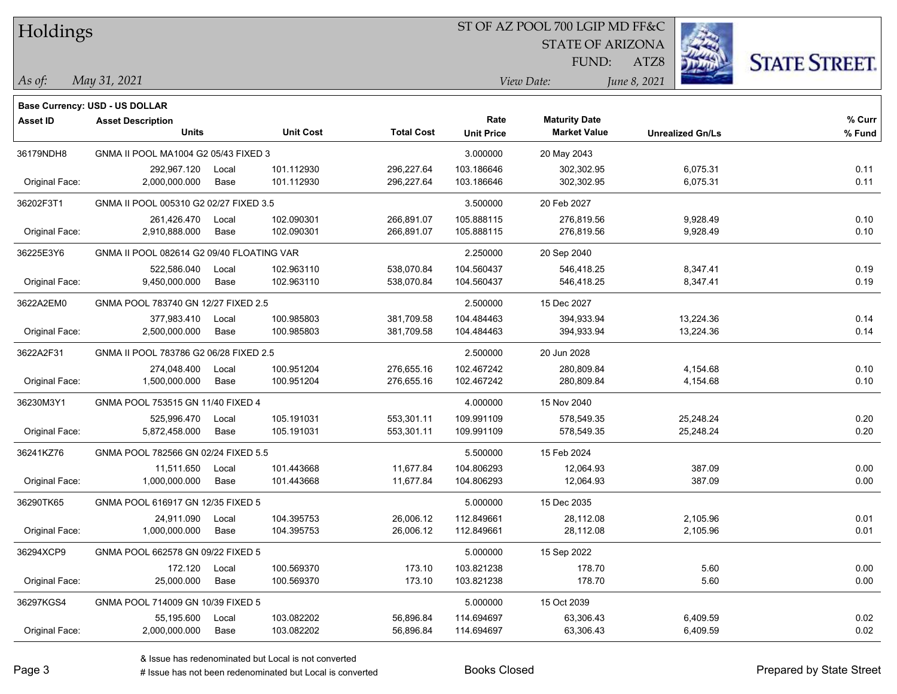# Holdings

ST OF AZ POOL 700 LGIP MD FF&C
STATE OF ARIZONA
FUND: ATZ8

*As of:* *May 31, 2021*
*View Date:* *June 8, 2021*

**Base Currency: USD - US DOLLAR**

| Asset ID | Asset Description / Units | | Unit Cost | Total Cost | Rate / Unit Price | Maturity Date / Market Value | Unrealized Gn/Ls | % Curr / % Fund |
|---|---|---|---|---|---|---|---|---|
| 36179NDH8 | GNMA II POOL MA1004 G2 05/43 FIXED 3 | | | | 3.000000 | 20 May 2043 | | |
| | 292,967.120 | Local | 101.112930 | 296,227.64 | 103.186646 | 302,302.95 | 6,075.31 | 0.11 |
| Original Face: | 2,000,000.000 | Base | 101.112930 | 296,227.64 | 103.186646 | 302,302.95 | 6,075.31 | 0.11 |
| 36202F3T1 | GNMA II POOL 005310 G2 02/27 FIXED 3.5 | | | | 3.500000 | 20 Feb 2027 | | |
| | 261,426.470 | Local | 102.090301 | 266,891.07 | 105.888115 | 276,819.56 | 9,928.49 | 0.10 |
| Original Face: | 2,910,888.000 | Base | 102.090301 | 266,891.07 | 105.888115 | 276,819.56 | 9,928.49 | 0.10 |
| 36225E3Y6 | GNMA II POOL 082614 G2 09/40 FLOATING VAR | | | | 2.250000 | 20 Sep 2040 | | |
| | 522,586.040 | Local | 102.963110 | 538,070.84 | 104.560437 | 546,418.25 | 8,347.41 | 0.19 |
| Original Face: | 9,450,000.000 | Base | 102.963110 | 538,070.84 | 104.560437 | 546,418.25 | 8,347.41 | 0.19 |
| 3622A2EM0 | GNMA POOL 783740 GN 12/27 FIXED 2.5 | | | | 2.500000 | 15 Dec 2027 | | |
| | 377,983.410 | Local | 100.985803 | 381,709.58 | 104.484463 | 394,933.94 | 13,224.36 | 0.14 |
| Original Face: | 2,500,000.000 | Base | 100.985803 | 381,709.58 | 104.484463 | 394,933.94 | 13,224.36 | 0.14 |
| 3622A2F31 | GNMA II POOL 783786 G2 06/28 FIXED 2.5 | | | | 2.500000 | 20 Jun 2028 | | |
| | 274,048.400 | Local | 100.951204 | 276,655.16 | 102.467242 | 280,809.84 | 4,154.68 | 0.10 |
| Original Face: | 1,500,000.000 | Base | 100.951204 | 276,655.16 | 102.467242 | 280,809.84 | 4,154.68 | 0.10 |
| 36230M3Y1 | GNMA POOL 753515 GN 11/40 FIXED 4 | | | | 4.000000 | 15 Nov 2040 | | |
| | 525,996.470 | Local | 105.191031 | 553,301.11 | 109.991109 | 578,549.35 | 25,248.24 | 0.20 |
| Original Face: | 5,872,458.000 | Base | 105.191031 | 553,301.11 | 109.991109 | 578,549.35 | 25,248.24 | 0.20 |
| 36241KZ76 | GNMA POOL 782566 GN 02/24 FIXED 5.5 | | | | 5.500000 | 15 Feb 2024 | | |
| | 11,511.650 | Local | 101.443668 | 11,677.84 | 104.806293 | 12,064.93 | 387.09 | 0.00 |
| Original Face: | 1,000,000.000 | Base | 101.443668 | 11,677.84 | 104.806293 | 12,064.93 | 387.09 | 0.00 |
| 36290TK65 | GNMA POOL 616917 GN 12/35 FIXED 5 | | | | 5.000000 | 15 Dec 2035 | | |
| | 24,911.090 | Local | 104.395753 | 26,006.12 | 112.849661 | 28,112.08 | 2,105.96 | 0.01 |
| Original Face: | 1,000,000.000 | Base | 104.395753 | 26,006.12 | 112.849661 | 28,112.08 | 2,105.96 | 0.01 |
| 36294XCP9 | GNMA POOL 662578 GN 09/22 FIXED 5 | | | | 5.000000 | 15 Sep 2022 | | |
| | 172.120 | Local | 100.569370 | 173.10 | 103.821238 | 178.70 | 5.60 | 0.00 |
| Original Face: | 25,000.000 | Base | 100.569370 | 173.10 | 103.821238 | 178.70 | 5.60 | 0.00 |
| 36297KGS4 | GNMA POOL 714009 GN 10/39 FIXED 5 | | | | 5.000000 | 15 Oct 2039 | | |
| | 55,195.600 | Local | 103.082202 | 56,896.84 | 114.694697 | 63,306.43 | 6,409.59 | 0.02 |
| Original Face: | 2,000,000.000 | Base | 103.082202 | 56,896.84 | 114.694697 | 63,306.43 | 6,409.59 | 0.02 |

& Issue has redenominated but Local is not converted
# Issue has not been redenominated but Local is converted

Books Closed

Prepared by State Street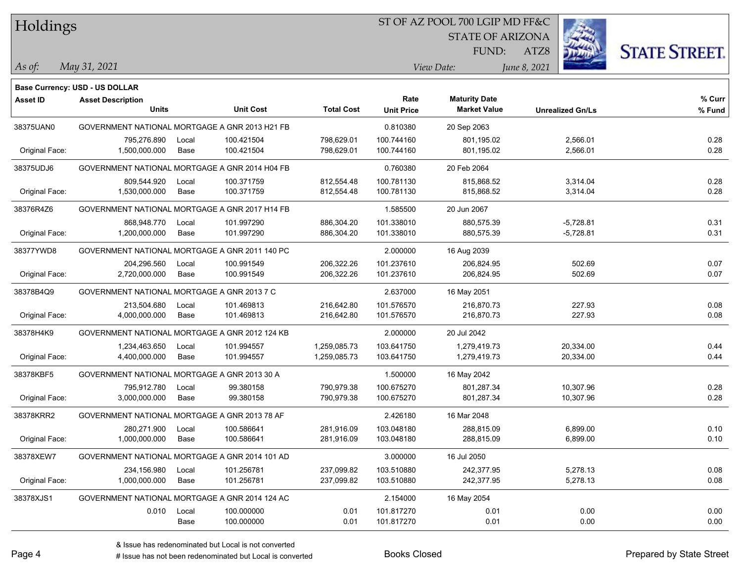# Holdings

ST OF AZ POOL 700 LGIP MD FF&C
STATE OF ARIZONA
FUND: ATZ8

*As of:* *May 31, 2021*

*View Date:* *June 8, 2021*

**Base Currency: USD - US DOLLAR**

| Asset ID | Asset Description / Units | | Unit Cost | Total Cost | Rate / Unit Price | Maturity Date / Market Value | Unrealized Gn/Ls | % Curr / % Fund |
|---|---|---|---|---|---|---|---|---|
| 38375UAN0 | GOVERNMENT NATIONAL MORTGAGE A GNR 2013 H21 FB | | | | 0.810380 | 20 Sep 2063 | | |
| | 795,276.890 | Local | 100.421504 | 798,629.01 | 100.744160 | 801,195.02 | 2,566.01 | 0.28 |
| Original Face: | 1,500,000.000 | Base | 100.421504 | 798,629.01 | 100.744160 | 801,195.02 | 2,566.01 | 0.28 |
| 38375UDJ6 | GOVERNMENT NATIONAL MORTGAGE A GNR 2014 H04 FB | | | | 0.760380 | 20 Feb 2064 | | |
| | 809,544.920 | Local | 100.371759 | 812,554.48 | 100.781130 | 815,868.52 | 3,314.04 | 0.28 |
| Original Face: | 1,530,000.000 | Base | 100.371759 | 812,554.48 | 100.781130 | 815,868.52 | 3,314.04 | 0.28 |
| 38376R4Z6 | GOVERNMENT NATIONAL MORTGAGE A GNR 2017 H14 FB | | | | 1.585500 | 20 Jun 2067 | | |
| | 868,948.770 | Local | 101.997290 | 886,304.20 | 101.338010 | 880,575.39 | -5,728.81 | 0.31 |
| Original Face: | 1,200,000.000 | Base | 101.997290 | 886,304.20 | 101.338010 | 880,575.39 | -5,728.81 | 0.31 |
| 38377YWD8 | GOVERNMENT NATIONAL MORTGAGE A GNR 2011 140 PC | | | | 2.000000 | 16 Aug 2039 | | |
| | 204,296.560 | Local | 100.991549 | 206,322.26 | 101.237610 | 206,824.95 | 502.69 | 0.07 |
| Original Face: | 2,720,000.000 | Base | 100.991549 | 206,322.26 | 101.237610 | 206,824.95 | 502.69 | 0.07 |
| 38378B4Q9 | GOVERNMENT NATIONAL MORTGAGE A GNR 2013 7 C | | | | 2.637000 | 16 May 2051 | | |
| | 213,504.680 | Local | 101.469813 | 216,642.80 | 101.576570 | 216,870.73 | 227.93 | 0.08 |
| Original Face: | 4,000,000.000 | Base | 101.469813 | 216,642.80 | 101.576570 | 216,870.73 | 227.93 | 0.08 |
| 38378H4K9 | GOVERNMENT NATIONAL MORTGAGE A GNR 2012 124 KB | | | | 2.000000 | 20 Jul 2042 | | |
| | 1,234,463.650 | Local | 101.994557 | 1,259,085.73 | 103.641750 | 1,279,419.73 | 20,334.00 | 0.44 |
| Original Face: | 4,400,000.000 | Base | 101.994557 | 1,259,085.73 | 103.641750 | 1,279,419.73 | 20,334.00 | 0.44 |
| 38378KBF5 | GOVERNMENT NATIONAL MORTGAGE A GNR 2013 30 A | | | | 1.500000 | 16 May 2042 | | |
| | 795,912.780 | Local | 99.380158 | 790,979.38 | 100.675270 | 801,287.34 | 10,307.96 | 0.28 |
| Original Face: | 3,000,000.000 | Base | 99.380158 | 790,979.38 | 100.675270 | 801,287.34 | 10,307.96 | 0.28 |
| 38378KRR2 | GOVERNMENT NATIONAL MORTGAGE A GNR 2013 78 AF | | | | 2.426180 | 16 Mar 2048 | | |
| | 280,271.900 | Local | 100.586641 | 281,916.09 | 103.048180 | 288,815.09 | 6,899.00 | 0.10 |
| Original Face: | 1,000,000.000 | Base | 100.586641 | 281,916.09 | 103.048180 | 288,815.09 | 6,899.00 | 0.10 |
| 38378XEW7 | GOVERNMENT NATIONAL MORTGAGE A GNR 2014 101 AD | | | | 3.000000 | 16 Jul 2050 | | |
| | 234,156.980 | Local | 101.256781 | 237,099.82 | 103.510880 | 242,377.95 | 5,278.13 | 0.08 |
| Original Face: | 1,000,000.000 | Base | 101.256781 | 237,099.82 | 103.510880 | 242,377.95 | 5,278.13 | 0.08 |
| 38378XJS1 | GOVERNMENT NATIONAL MORTGAGE A GNR 2014 124 AC | | | | 2.154000 | 16 May 2054 | | |
| | 0.010 | Local | 100.000000 | 0.01 | 101.817270 | 0.01 | 0.00 | 0.00 |
| | | Base | 100.000000 | 0.01 | 101.817270 | 0.01 | 0.00 | 0.00 |

& Issue has redenominated but Local is not converted
# Issue has not been redenominated but Local is converted

Books Closed

Prepared by State Street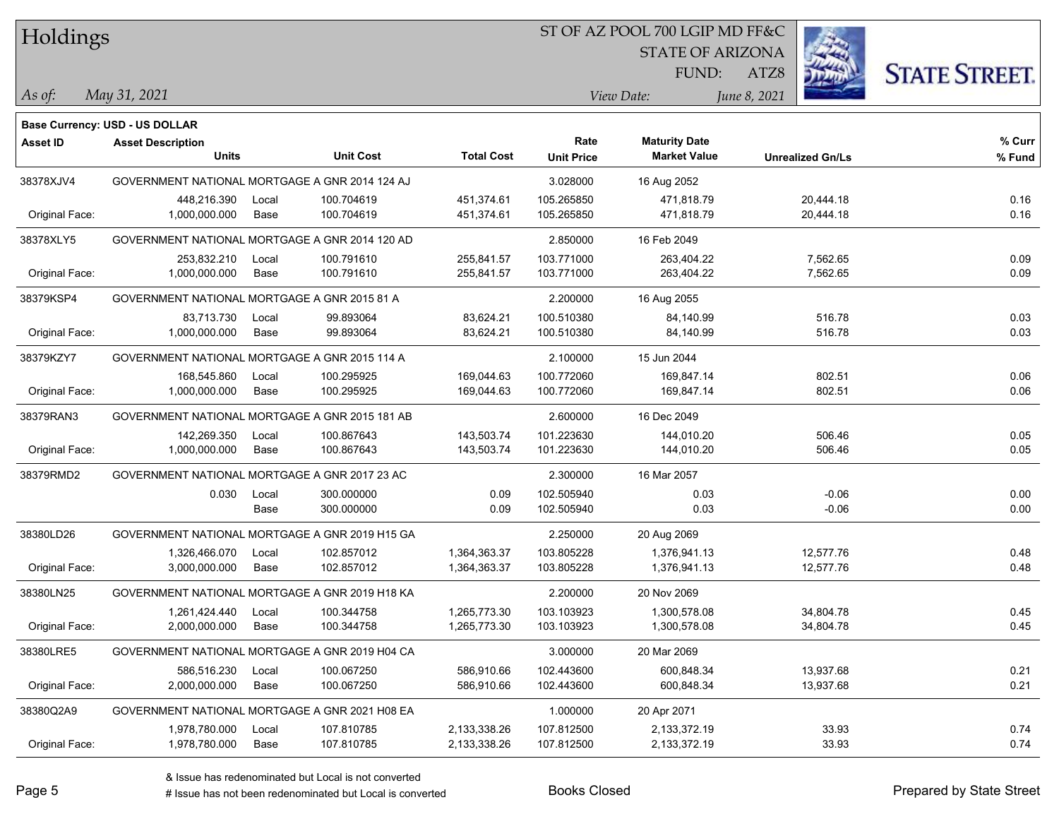# Holdings

ST OF AZ POOL 700 LGIP MD FF&C
STATE OF ARIZONA
FUND: ATZ8

*As of:* *May 31, 2021*
*View Date:* *June 8, 2021*

**Base Currency: USD - US DOLLAR**

| Asset ID | Asset Description / Units | | Unit Cost | Total Cost | Rate / Unit Price | Maturity Date / Market Value | Unrealized Gn/Ls | % Curr / % Fund |
|---|---|---|---|---|---|---|---|---|
| 38378XJV4 | GOVERNMENT NATIONAL MORTGAGE A GNR 2014 124 AJ | | | | 3.028000 | 16 Aug 2052 | | |
| | 448,216.390 | Local | 100.704619 | 451,374.61 | 105.265850 | 471,818.79 | 20,444.18 | 0.16 |
| Original Face: | 1,000,000.000 | Base | 100.704619 | 451,374.61 | 105.265850 | 471,818.79 | 20,444.18 | 0.16 |
| 38378XLY5 | GOVERNMENT NATIONAL MORTGAGE A GNR 2014 120 AD | | | | 2.850000 | 16 Feb 2049 | | |
| | 253,832.210 | Local | 100.791610 | 255,841.57 | 103.771000 | 263,404.22 | 7,562.65 | 0.09 |
| Original Face: | 1,000,000.000 | Base | 100.791610 | 255,841.57 | 103.771000 | 263,404.22 | 7,562.65 | 0.09 |
| 38379KSP4 | GOVERNMENT NATIONAL MORTGAGE A GNR 2015 81 A | | | | 2.200000 | 16 Aug 2055 | | |
| | 83,713.730 | Local | 99.893064 | 83,624.21 | 100.510380 | 84,140.99 | 516.78 | 0.03 |
| Original Face: | 1,000,000.000 | Base | 99.893064 | 83,624.21 | 100.510380 | 84,140.99 | 516.78 | 0.03 |
| 38379KZY7 | GOVERNMENT NATIONAL MORTGAGE A GNR 2015 114 A | | | | 2.100000 | 15 Jun 2044 | | |
| | 168,545.860 | Local | 100.295925 | 169,044.63 | 100.772060 | 169,847.14 | 802.51 | 0.06 |
| Original Face: | 1,000,000.000 | Base | 100.295925 | 169,044.63 | 100.772060 | 169,847.14 | 802.51 | 0.06 |
| 38379RAN3 | GOVERNMENT NATIONAL MORTGAGE A GNR 2015 181 AB | | | | 2.600000 | 16 Dec 2049 | | |
| | 142,269.350 | Local | 100.867643 | 143,503.74 | 101.223630 | 144,010.20 | 506.46 | 0.05 |
| Original Face: | 1,000,000.000 | Base | 100.867643 | 143,503.74 | 101.223630 | 144,010.20 | 506.46 | 0.05 |
| 38379RMD2 | GOVERNMENT NATIONAL MORTGAGE A GNR 2017 23 AC | | | | 2.300000 | 16 Mar 2057 | | |
| | 0.030 | Local | 300.000000 | 0.09 | 102.505940 | 0.03 | -0.06 | 0.00 |
| | | Base | 300.000000 | 0.09 | 102.505940 | 0.03 | -0.06 | 0.00 |
| 38380LD26 | GOVERNMENT NATIONAL MORTGAGE A GNR 2019 H15 GA | | | | 2.250000 | 20 Aug 2069 | | |
| | 1,326,466.070 | Local | 102.857012 | 1,364,363.37 | 103.805228 | 1,376,941.13 | 12,577.76 | 0.48 |
| Original Face: | 3,000,000.000 | Base | 102.857012 | 1,364,363.37 | 103.805228 | 1,376,941.13 | 12,577.76 | 0.48 |
| 38380LN25 | GOVERNMENT NATIONAL MORTGAGE A GNR 2019 H18 KA | | | | 2.200000 | 20 Nov 2069 | | |
| | 1,261,424.440 | Local | 100.344758 | 1,265,773.30 | 103.103923 | 1,300,578.08 | 34,804.78 | 0.45 |
| Original Face: | 2,000,000.000 | Base | 100.344758 | 1,265,773.30 | 103.103923 | 1,300,578.08 | 34,804.78 | 0.45 |
| 38380LRE5 | GOVERNMENT NATIONAL MORTGAGE A GNR 2019 H04 CA | | | | 3.000000 | 20 Mar 2069 | | |
| | 586,516.230 | Local | 100.067250 | 586,910.66 | 102.443600 | 600,848.34 | 13,937.68 | 0.21 |
| Original Face: | 2,000,000.000 | Base | 100.067250 | 586,910.66 | 102.443600 | 600,848.34 | 13,937.68 | 0.21 |
| 38380Q2A9 | GOVERNMENT NATIONAL MORTGAGE A GNR 2021 H08 EA | | | | 1.000000 | 20 Apr 2071 | | |
| | 1,978,780.000 | Local | 107.810785 | 2,133,338.26 | 107.812500 | 2,133,372.19 | 33.93 | 0.74 |
| Original Face: | 1,978,780.000 | Base | 107.810785 | 2,133,338.26 | 107.812500 | 2,133,372.19 | 33.93 | 0.74 |

& Issue has redenominated but Local is not converted
# Issue has not been redenominated but Local is converted

Books Closed

Prepared by State Street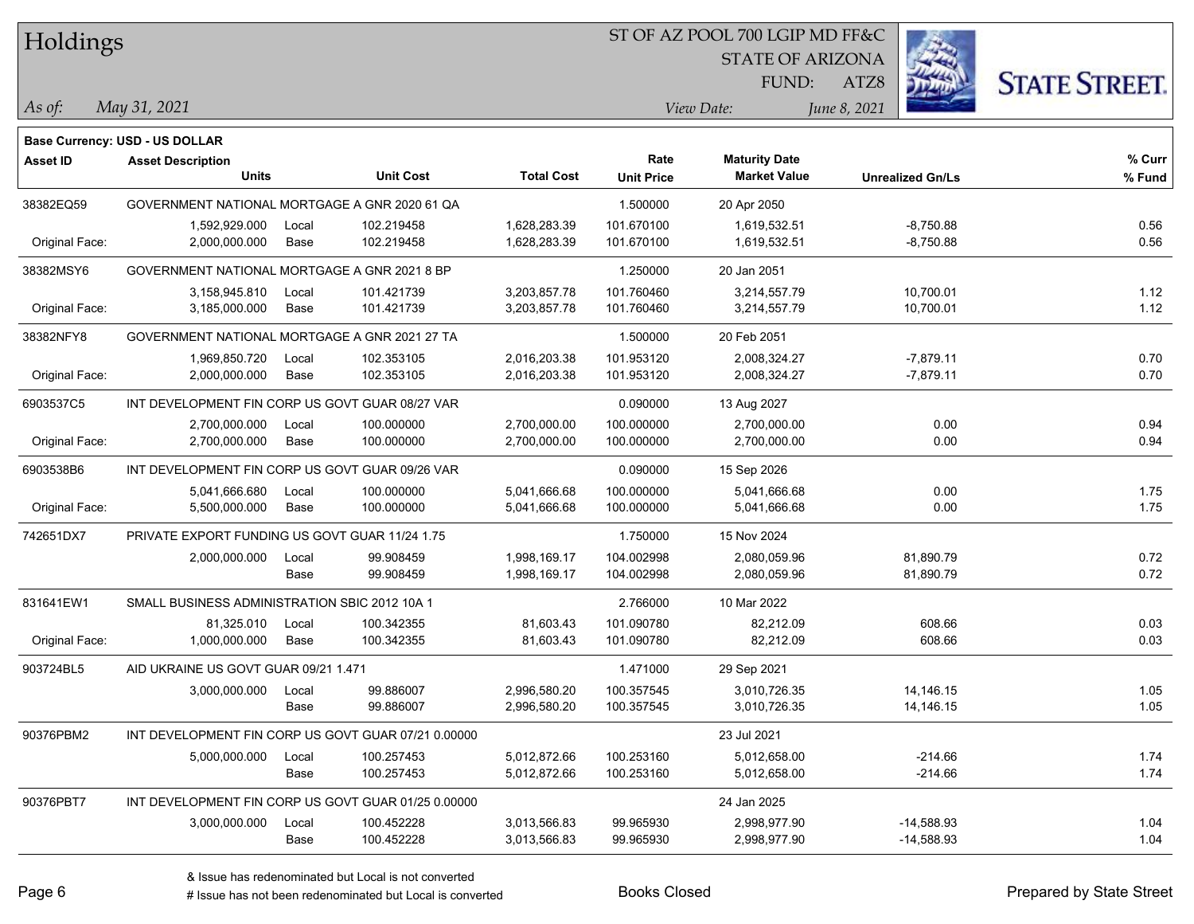# Holdings

ST OF AZ POOL 700 LGIP MD FF&C
STATE OF ARIZONA
FUND: ATZ8

*As of:* *May 31, 2021*
*View Date:* *June 8, 2021*

**Base Currency: USD - US DOLLAR**

| Asset ID | Asset Description / Units | | Unit Cost | Total Cost | Rate / Unit Price | Maturity Date / Market Value | Unrealized Gn/Ls | % Curr / % Fund |
|---|---|---|---|---|---|---|---|---|
| 38382EQ59 | GOVERNMENT NATIONAL MORTGAGE A GNR 2020 61 QA | | | | 1.500000 | 20 Apr 2050 | | |
| | 1,592,929.000 | Local | 102.219458 | 1,628,283.39 | 101.670100 | 1,619,532.51 | -8,750.88 | 0.56 |
| Original Face: | 2,000,000.000 | Base | 102.219458 | 1,628,283.39 | 101.670100 | 1,619,532.51 | -8,750.88 | 0.56 |
| 38382MSY6 | GOVERNMENT NATIONAL MORTGAGE A GNR 2021 8 BP | | | | 1.250000 | 20 Jan 2051 | | |
| | 3,158,945.810 | Local | 101.421739 | 3,203,857.78 | 101.760460 | 3,214,557.79 | 10,700.01 | 1.12 |
| Original Face: | 3,185,000.000 | Base | 101.421739 | 3,203,857.78 | 101.760460 | 3,214,557.79 | 10,700.01 | 1.12 |
| 38382NFY8 | GOVERNMENT NATIONAL MORTGAGE A GNR 2021 27 TA | | | | 1.500000 | 20 Feb 2051 | | |
| | 1,969,850.720 | Local | 102.353105 | 2,016,203.38 | 101.953120 | 2,008,324.27 | -7,879.11 | 0.70 |
| Original Face: | 2,000,000.000 | Base | 102.353105 | 2,016,203.38 | 101.953120 | 2,008,324.27 | -7,879.11 | 0.70 |
| 6903537C5 | INT DEVELOPMENT FIN CORP US GOVT GUAR 08/27 VAR | | | | 0.090000 | 13 Aug 2027 | | |
| | 2,700,000.000 | Local | 100.000000 | 2,700,000.00 | 100.000000 | 2,700,000.00 | 0.00 | 0.94 |
| Original Face: | 2,700,000.000 | Base | 100.000000 | 2,700,000.00 | 100.000000 | 2,700,000.00 | 0.00 | 0.94 |
| 6903538B6 | INT DEVELOPMENT FIN CORP US GOVT GUAR 09/26 VAR | | | | 0.090000 | 15 Sep 2026 | | |
| | 5,041,666.680 | Local | 100.000000 | 5,041,666.68 | 100.000000 | 5,041,666.68 | 0.00 | 1.75 |
| Original Face: | 5,500,000.000 | Base | 100.000000 | 5,041,666.68 | 100.000000 | 5,041,666.68 | 0.00 | 1.75 |
| 742651DX7 | PRIVATE EXPORT FUNDING US GOVT GUAR 11/24 1.75 | | | | 1.750000 | 15 Nov 2024 | | |
| | 2,000,000.000 | Local | 99.908459 | 1,998,169.17 | 104.002998 | 2,080,059.96 | 81,890.79 | 0.72 |
| | | Base | 99.908459 | 1,998,169.17 | 104.002998 | 2,080,059.96 | 81,890.79 | 0.72 |
| 831641EW1 | SMALL BUSINESS ADMINISTRATION SBIC 2012 10A 1 | | | | 2.766000 | 10 Mar 2022 | | |
| | 81,325.010 | Local | 100.342355 | 81,603.43 | 101.090780 | 82,212.09 | 608.66 | 0.03 |
| Original Face: | 1,000,000.000 | Base | 100.342355 | 81,603.43 | 101.090780 | 82,212.09 | 608.66 | 0.03 |
| 903724BL5 | AID UKRAINE US GOVT GUAR 09/21 1.471 | | | | 1.471000 | 29 Sep 2021 | | |
| | 3,000,000.000 | Local | 99.886007 | 2,996,580.20 | 100.357545 | 3,010,726.35 | 14,146.15 | 1.05 |
| | | Base | 99.886007 | 2,996,580.20 | 100.357545 | 3,010,726.35 | 14,146.15 | 1.05 |
| 90376PBM2 | INT DEVELOPMENT FIN CORP US GOVT GUAR 07/21 0.00000 | | | | | 23 Jul 2021 | | |
| | 5,000,000.000 | Local | 100.257453 | 5,012,872.66 | 100.253160 | 5,012,658.00 | -214.66 | 1.74 |
| | | Base | 100.257453 | 5,012,872.66 | 100.253160 | 5,012,658.00 | -214.66 | 1.74 |
| 90376PBT7 | INT DEVELOPMENT FIN CORP US GOVT GUAR 01/25 0.00000 | | | | | 24 Jan 2025 | | |
| | 3,000,000.000 | Local | 100.452228 | 3,013,566.83 | 99.965930 | 2,998,977.90 | -14,588.93 | 1.04 |
| | | Base | 100.452228 | 3,013,566.83 | 99.965930 | 2,998,977.90 | -14,588.93 | 1.04 |

& Issue has redenominated but Local is not converted
# Issue has not been redenominated but Local is converted

Books Closed

Prepared by State Street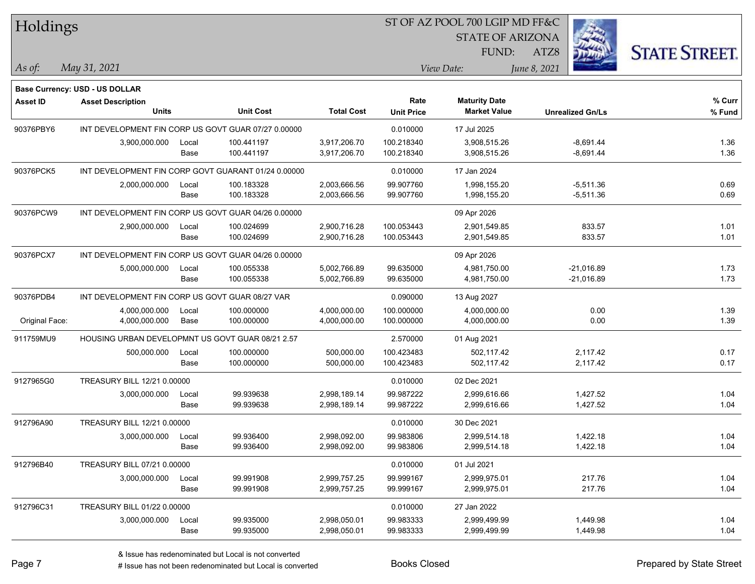# Holdings

ST OF AZ POOL 700 LGIP MD FF&C
STATE OF ARIZONA
FUND: ATZ8

*As of:* *May 31, 2021*
*View Date:* *June 8, 2021*

**Base Currency: USD - US DOLLAR**

| Asset ID | Asset Description / Units | | Unit Cost | Total Cost | Rate / Unit Price | Maturity Date / Market Value | Unrealized Gn/Ls | % Curr / % Fund |
|---|---|---|---|---|---|---|---|---|
| 90376PBY6 | INT DEVELOPMENT FIN CORP US GOVT GUAR 07/27 0.00000 | | | | 0.010000 | 17 Jul 2025 | | |
| | 3,900,000.000 | Local | 100.441197 | 3,917,206.70 | 100.218340 | 3,908,515.26 | -8,691.44 | 1.36 |
| | | Base | 100.441197 | 3,917,206.70 | 100.218340 | 3,908,515.26 | -8,691.44 | 1.36 |
| 90376PCK5 | INT DEVELOPMENT FIN CORP GOVT GUARANT 01/24 0.00000 | | | | 0.010000 | 17 Jan 2024 | | |
| | 2,000,000.000 | Local | 100.183328 | 2,003,666.56 | 99.907760 | 1,998,155.20 | -5,511.36 | 0.69 |
| | | Base | 100.183328 | 2,003,666.56 | 99.907760 | 1,998,155.20 | -5,511.36 | 0.69 |
| 90376PCW9 | INT DEVELOPMENT FIN CORP US GOVT GUAR 04/26 0.00000 | | | | | 09 Apr 2026 | | |
| | 2,900,000.000 | Local | 100.024699 | 2,900,716.28 | 100.053443 | 2,901,549.85 | 833.57 | 1.01 |
| | | Base | 100.024699 | 2,900,716.28 | 100.053443 | 2,901,549.85 | 833.57 | 1.01 |
| 90376PCX7 | INT DEVELOPMENT FIN CORP US GOVT GUAR 04/26 0.00000 | | | | | 09 Apr 2026 | | |
| | 5,000,000.000 | Local | 100.055338 | 5,002,766.89 | 99.635000 | 4,981,750.00 | -21,016.89 | 1.73 |
| | | Base | 100.055338 | 5,002,766.89 | 99.635000 | 4,981,750.00 | -21,016.89 | 1.73 |
| 90376PDB4 | INT DEVELOPMENT FIN CORP US GOVT GUAR 08/27 VAR | | | | 0.090000 | 13 Aug 2027 | | |
| | 4,000,000.000 | Local | 100.000000 | 4,000,000.00 | 100.000000 | 4,000,000.00 | 0.00 | 1.39 |
| Original Face: | 4,000,000.000 | Base | 100.000000 | 4,000,000.00 | 100.000000 | 4,000,000.00 | 0.00 | 1.39 |
| 911759MU9 | HOUSING URBAN DEVELOPMNT US GOVT GUAR 08/21 2.57 | | | | 2.570000 | 01 Aug 2021 | | |
| | 500,000.000 | Local | 100.000000 | 500,000.00 | 100.423483 | 502,117.42 | 2,117.42 | 0.17 |
| | | Base | 100.000000 | 500,000.00 | 100.423483 | 502,117.42 | 2,117.42 | 0.17 |
| 9127965G0 | TREASURY BILL 12/21 0.00000 | | | | 0.010000 | 02 Dec 2021 | | |
| | 3,000,000.000 | Local | 99.939638 | 2,998,189.14 | 99.987222 | 2,999,616.66 | 1,427.52 | 1.04 |
| | | Base | 99.939638 | 2,998,189.14 | 99.987222 | 2,999,616.66 | 1,427.52 | 1.04 |
| 912796A90 | TREASURY BILL 12/21 0.00000 | | | | 0.010000 | 30 Dec 2021 | | |
| | 3,000,000.000 | Local | 99.936400 | 2,998,092.00 | 99.983806 | 2,999,514.18 | 1,422.18 | 1.04 |
| | | Base | 99.936400 | 2,998,092.00 | 99.983806 | 2,999,514.18 | 1,422.18 | 1.04 |
| 912796B40 | TREASURY BILL 07/21 0.00000 | | | | 0.010000 | 01 Jul 2021 | | |
| | 3,000,000.000 | Local | 99.991908 | 2,999,757.25 | 99.999167 | 2,999,975.01 | 217.76 | 1.04 |
| | | Base | 99.991908 | 2,999,757.25 | 99.999167 | 2,999,975.01 | 217.76 | 1.04 |
| 912796C31 | TREASURY BILL 01/22 0.00000 | | | | 0.010000 | 27 Jan 2022 | | |
| | 3,000,000.000 | Local | 99.935000 | 2,998,050.01 | 99.983333 | 2,999,499.99 | 1,449.98 | 1.04 |
| | | Base | 99.935000 | 2,998,050.01 | 99.983333 | 2,999,499.99 | 1,449.98 | 1.04 |

& Issue has redenominated but Local is not converted
# Issue has not been redenominated but Local is converted

Books Closed

Prepared by State Street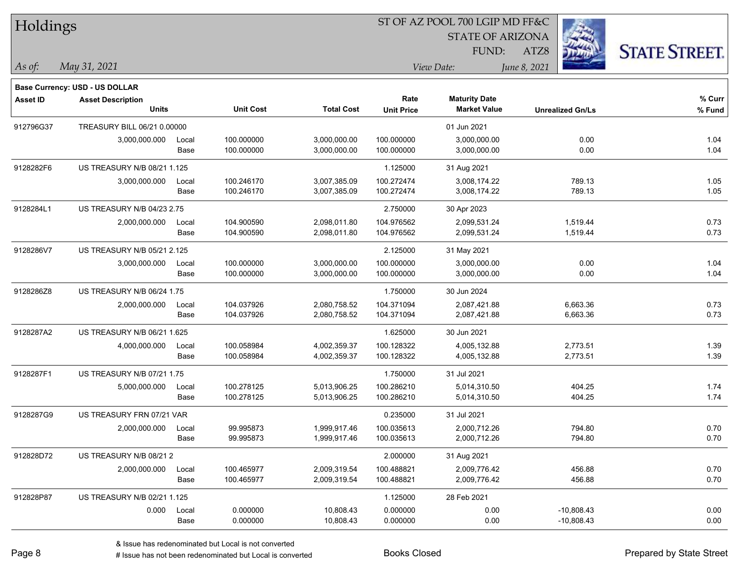# Holdings

ST OF AZ POOL 700 LGIP MD FF&C
STATE OF ARIZONA
FUND: ATZ8

*As of:* *May 31, 2021*
*View Date:* *June 8, 2021*

**Base Currency: USD - US DOLLAR**

| Asset ID | Asset Description / Units | | Unit Cost | Total Cost | Rate / Unit Price | Maturity Date / Market Value | Unrealized Gn/Ls | % Curr / % Fund |
|---|---|---|---|---|---|---|---|---|
| 912796G37 | TREASURY BILL 06/21 0.00000 | | | | | 01 Jun 2021 | | |
| | 3,000,000.000 | Local | 100.000000 | 3,000,000.00 | 100.000000 | 3,000,000.00 | 0.00 | 1.04 |
| | | Base | 100.000000 | 3,000,000.00 | 100.000000 | 3,000,000.00 | 0.00 | 1.04 |
| 9128282F6 | US TREASURY N/B 08/21 1.125 | | | | 1.125000 | 31 Aug 2021 | | |
| | 3,000,000.000 | Local | 100.246170 | 3,007,385.09 | 100.272474 | 3,008,174.22 | 789.13 | 1.05 |
| | | Base | 100.246170 | 3,007,385.09 | 100.272474 | 3,008,174.22 | 789.13 | 1.05 |
| 9128284L1 | US TREASURY N/B 04/23 2.75 | | | | 2.750000 | 30 Apr 2023 | | |
| | 2,000,000.000 | Local | 104.900590 | 2,098,011.80 | 104.976562 | 2,099,531.24 | 1,519.44 | 0.73 |
| | | Base | 104.900590 | 2,098,011.80 | 104.976562 | 2,099,531.24 | 1,519.44 | 0.73 |
| 9128286V7 | US TREASURY N/B 05/21 2.125 | | | | 2.125000 | 31 May 2021 | | |
| | 3,000,000.000 | Local | 100.000000 | 3,000,000.00 | 100.000000 | 3,000,000.00 | 0.00 | 1.04 |
| | | Base | 100.000000 | 3,000,000.00 | 100.000000 | 3,000,000.00 | 0.00 | 1.04 |
| 9128286Z8 | US TREASURY N/B 06/24 1.75 | | | | 1.750000 | 30 Jun 2024 | | |
| | 2,000,000.000 | Local | 104.037926 | 2,080,758.52 | 104.371094 | 2,087,421.88 | 6,663.36 | 0.73 |
| | | Base | 104.037926 | 2,080,758.52 | 104.371094 | 2,087,421.88 | 6,663.36 | 0.73 |
| 9128287A2 | US TREASURY N/B 06/21 1.625 | | | | 1.625000 | 30 Jun 2021 | | |
| | 4,000,000.000 | Local | 100.058984 | 4,002,359.37 | 100.128322 | 4,005,132.88 | 2,773.51 | 1.39 |
| | | Base | 100.058984 | 4,002,359.37 | 100.128322 | 4,005,132.88 | 2,773.51 | 1.39 |
| 9128287F1 | US TREASURY N/B 07/21 1.75 | | | | 1.750000 | 31 Jul 2021 | | |
| | 5,000,000.000 | Local | 100.278125 | 5,013,906.25 | 100.286210 | 5,014,310.50 | 404.25 | 1.74 |
| | | Base | 100.278125 | 5,013,906.25 | 100.286210 | 5,014,310.50 | 404.25 | 1.74 |
| 9128287G9 | US TREASURY FRN 07/21 VAR | | | | 0.235000 | 31 Jul 2021 | | |
| | 2,000,000.000 | Local | 99.995873 | 1,999,917.46 | 100.035613 | 2,000,712.26 | 794.80 | 0.70 |
| | | Base | 99.995873 | 1,999,917.46 | 100.035613 | 2,000,712.26 | 794.80 | 0.70 |
| 912828D72 | US TREASURY N/B 08/21 2 | | | | 2.000000 | 31 Aug 2021 | | |
| | 2,000,000.000 | Local | 100.465977 | 2,009,319.54 | 100.488821 | 2,009,776.42 | 456.88 | 0.70 |
| | | Base | 100.465977 | 2,009,319.54 | 100.488821 | 2,009,776.42 | 456.88 | 0.70 |
| 912828P87 | US TREASURY N/B 02/21 1.125 | | | | 1.125000 | 28 Feb 2021 | | |
| | 0.000 | Local | 0.000000 | 10,808.43 | 0.000000 | 0.00 | -10,808.43 | 0.00 |
| | | Base | 0.000000 | 10,808.43 | 0.000000 | 0.00 | -10,808.43 | 0.00 |

& Issue has redenominated but Local is not converted
# Issue has not been redenominated but Local is converted

Books Closed

Prepared by State Street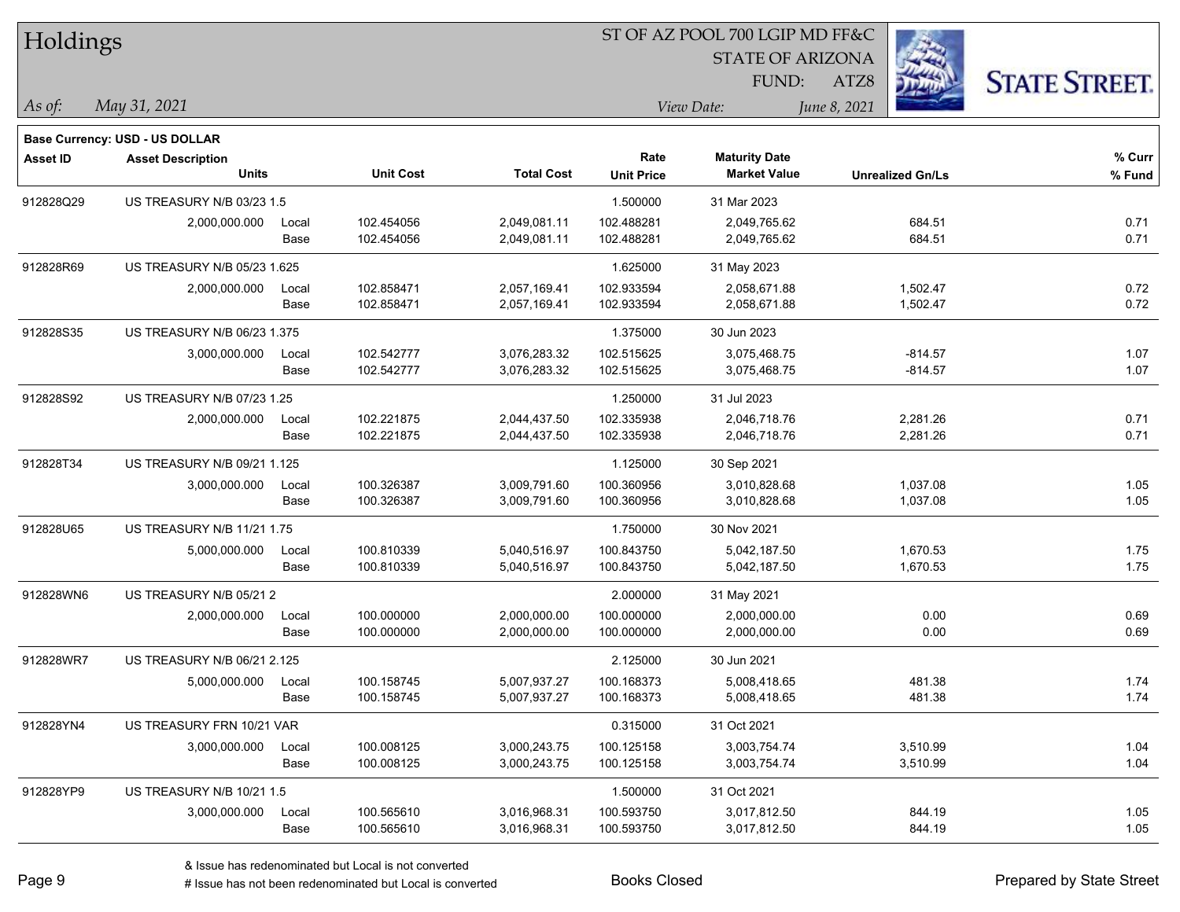# Holdings

ST OF AZ POOL 700 LGIP MD FF&C
STATE OF ARIZONA
FUND: ATZ8

*As of:* *May 31, 2021*

*View Date:* *June 8, 2021*

**Base Currency: USD - US DOLLAR**

| Asset ID | Asset Description / Units | | Unit Cost | Total Cost | Rate / Unit Price | Maturity Date / Market Value | Unrealized Gn/Ls | % Curr / % Fund |
|---|---|---|---|---|---|---|---|---|
| 912828Q29 | US TREASURY N/B 03/23 1.5 | | | | 1.500000 | 31 Mar 2023 | | |
| | 2,000,000.000 | Local | 102.454056 | 2,049,081.11 | 102.488281 | 2,049,765.62 | 684.51 | 0.71 |
| | | Base | 102.454056 | 2,049,081.11 | 102.488281 | 2,049,765.62 | 684.51 | 0.71 |
| 912828R69 | US TREASURY N/B 05/23 1.625 | | | | 1.625000 | 31 May 2023 | | |
| | 2,000,000.000 | Local | 102.858471 | 2,057,169.41 | 102.933594 | 2,058,671.88 | 1,502.47 | 0.72 |
| | | Base | 102.858471 | 2,057,169.41 | 102.933594 | 2,058,671.88 | 1,502.47 | 0.72 |
| 912828S35 | US TREASURY N/B 06/23 1.375 | | | | 1.375000 | 30 Jun 2023 | | |
| | 3,000,000.000 | Local | 102.542777 | 3,076,283.32 | 102.515625 | 3,075,468.75 | -814.57 | 1.07 |
| | | Base | 102.542777 | 3,076,283.32 | 102.515625 | 3,075,468.75 | -814.57 | 1.07 |
| 912828S92 | US TREASURY N/B 07/23 1.25 | | | | 1.250000 | 31 Jul 2023 | | |
| | 2,000,000.000 | Local | 102.221875 | 2,044,437.50 | 102.335938 | 2,046,718.76 | 2,281.26 | 0.71 |
| | | Base | 102.221875 | 2,044,437.50 | 102.335938 | 2,046,718.76 | 2,281.26 | 0.71 |
| 912828T34 | US TREASURY N/B 09/21 1.125 | | | | 1.125000 | 30 Sep 2021 | | |
| | 3,000,000.000 | Local | 100.326387 | 3,009,791.60 | 100.360956 | 3,010,828.68 | 1,037.08 | 1.05 |
| | | Base | 100.326387 | 3,009,791.60 | 100.360956 | 3,010,828.68 | 1,037.08 | 1.05 |
| 912828U65 | US TREASURY N/B 11/21 1.75 | | | | 1.750000 | 30 Nov 2021 | | |
| | 5,000,000.000 | Local | 100.810339 | 5,040,516.97 | 100.843750 | 5,042,187.50 | 1,670.53 | 1.75 |
| | | Base | 100.810339 | 5,040,516.97 | 100.843750 | 5,042,187.50 | 1,670.53 | 1.75 |
| 912828WN6 | US TREASURY N/B 05/21 2 | | | | 2.000000 | 31 May 2021 | | |
| | 2,000,000.000 | Local | 100.000000 | 2,000,000.00 | 100.000000 | 2,000,000.00 | 0.00 | 0.69 |
| | | Base | 100.000000 | 2,000,000.00 | 100.000000 | 2,000,000.00 | 0.00 | 0.69 |
| 912828WR7 | US TREASURY N/B 06/21 2.125 | | | | 2.125000 | 30 Jun 2021 | | |
| | 5,000,000.000 | Local | 100.158745 | 5,007,937.27 | 100.168373 | 5,008,418.65 | 481.38 | 1.74 |
| | | Base | 100.158745 | 5,007,937.27 | 100.168373 | 5,008,418.65 | 481.38 | 1.74 |
| 912828YN4 | US TREASURY FRN 10/21 VAR | | | | 0.315000 | 31 Oct 2021 | | |
| | 3,000,000.000 | Local | 100.008125 | 3,000,243.75 | 100.125158 | 3,003,754.74 | 3,510.99 | 1.04 |
| | | Base | 100.008125 | 3,000,243.75 | 100.125158 | 3,003,754.74 | 3,510.99 | 1.04 |
| 912828YP9 | US TREASURY N/B 10/21 1.5 | | | | 1.500000 | 31 Oct 2021 | | |
| | 3,000,000.000 | Local | 100.565610 | 3,016,968.31 | 100.593750 | 3,017,812.50 | 844.19 | 1.05 |
| | | Base | 100.565610 | 3,016,968.31 | 100.593750 | 3,017,812.50 | 844.19 | 1.05 |

& Issue has redenominated but Local is not converted
# Issue has not been redenominated but Local is converted

Books Closed

Prepared by State Street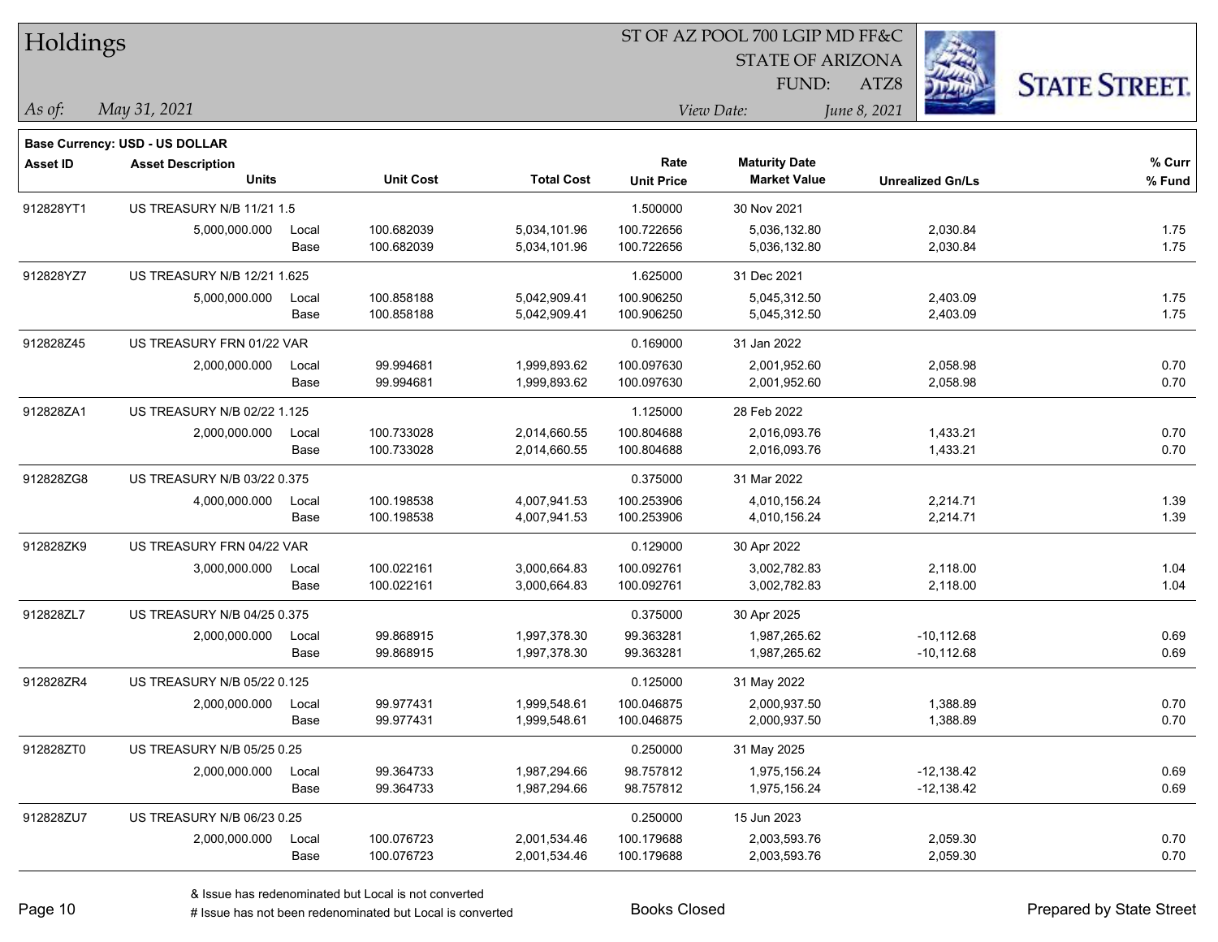# Holdings

ST OF AZ POOL 700 LGIP MD FF&C
STATE OF ARIZONA
FUND: ATZ8

*As of:* *May 31, 2021*

*View Date:* *June 8, 2021*

**Base Currency: USD - US DOLLAR**

| Asset ID | Asset Description / Units | | Unit Cost | Total Cost | Rate / Unit Price | Maturity Date / Market Value | Unrealized Gn/Ls | % Curr / % Fund |
|---|---|---|---|---|---|---|---|---|
| 912828YT1 | US TREASURY N/B 11/21 1.5 | | | | 1.500000 | 30 Nov 2021 | | |
| | 5,000,000.000 | Local | 100.682039 | 5,034,101.96 | 100.722656 | 5,036,132.80 | 2,030.84 | 1.75 |
| | | Base | 100.682039 | 5,034,101.96 | 100.722656 | 5,036,132.80 | 2,030.84 | 1.75 |
| 912828YZ7 | US TREASURY N/B 12/21 1.625 | | | | 1.625000 | 31 Dec 2021 | | |
| | 5,000,000.000 | Local | 100.858188 | 5,042,909.41 | 100.906250 | 5,045,312.50 | 2,403.09 | 1.75 |
| | | Base | 100.858188 | 5,042,909.41 | 100.906250 | 5,045,312.50 | 2,403.09 | 1.75 |
| 912828Z45 | US TREASURY FRN 01/22 VAR | | | | 0.169000 | 31 Jan 2022 | | |
| | 2,000,000.000 | Local | 99.994681 | 1,999,893.62 | 100.097630 | 2,001,952.60 | 2,058.98 | 0.70 |
| | | Base | 99.994681 | 1,999,893.62 | 100.097630 | 2,001,952.60 | 2,058.98 | 0.70 |
| 912828ZA1 | US TREASURY N/B 02/22 1.125 | | | | 1.125000 | 28 Feb 2022 | | |
| | 2,000,000.000 | Local | 100.733028 | 2,014,660.55 | 100.804688 | 2,016,093.76 | 1,433.21 | 0.70 |
| | | Base | 100.733028 | 2,014,660.55 | 100.804688 | 2,016,093.76 | 1,433.21 | 0.70 |
| 912828ZG8 | US TREASURY N/B 03/22 0.375 | | | | 0.375000 | 31 Mar 2022 | | |
| | 4,000,000.000 | Local | 100.198538 | 4,007,941.53 | 100.253906 | 4,010,156.24 | 2,214.71 | 1.39 |
| | | Base | 100.198538 | 4,007,941.53 | 100.253906 | 4,010,156.24 | 2,214.71 | 1.39 |
| 912828ZK9 | US TREASURY FRN 04/22 VAR | | | | 0.129000 | 30 Apr 2022 | | |
| | 3,000,000.000 | Local | 100.022161 | 3,000,664.83 | 100.092761 | 3,002,782.83 | 2,118.00 | 1.04 |
| | | Base | 100.022161 | 3,000,664.83 | 100.092761 | 3,002,782.83 | 2,118.00 | 1.04 |
| 912828ZL7 | US TREASURY N/B 04/25 0.375 | | | | 0.375000 | 30 Apr 2025 | | |
| | 2,000,000.000 | Local | 99.868915 | 1,997,378.30 | 99.363281 | 1,987,265.62 | -10,112.68 | 0.69 |
| | | Base | 99.868915 | 1,997,378.30 | 99.363281 | 1,987,265.62 | -10,112.68 | 0.69 |
| 912828ZR4 | US TREASURY N/B 05/22 0.125 | | | | 0.125000 | 31 May 2022 | | |
| | 2,000,000.000 | Local | 99.977431 | 1,999,548.61 | 100.046875 | 2,000,937.50 | 1,388.89 | 0.70 |
| | | Base | 99.977431 | 1,999,548.61 | 100.046875 | 2,000,937.50 | 1,388.89 | 0.70 |
| 912828ZT0 | US TREASURY N/B 05/25 0.25 | | | | 0.250000 | 31 May 2025 | | |
| | 2,000,000.000 | Local | 99.364733 | 1,987,294.66 | 98.757812 | 1,975,156.24 | -12,138.42 | 0.69 |
| | | Base | 99.364733 | 1,987,294.66 | 98.757812 | 1,975,156.24 | -12,138.42 | 0.69 |
| 912828ZU7 | US TREASURY N/B 06/23 0.25 | | | | 0.250000 | 15 Jun 2023 | | |
| | 2,000,000.000 | Local | 100.076723 | 2,001,534.46 | 100.179688 | 2,003,593.76 | 2,059.30 | 0.70 |
| | | Base | 100.076723 | 2,001,534.46 | 100.179688 | 2,003,593.76 | 2,059.30 | 0.70 |

& Issue has redenominated but Local is not converted
# Issue has not been redenominated but Local is converted

Books Closed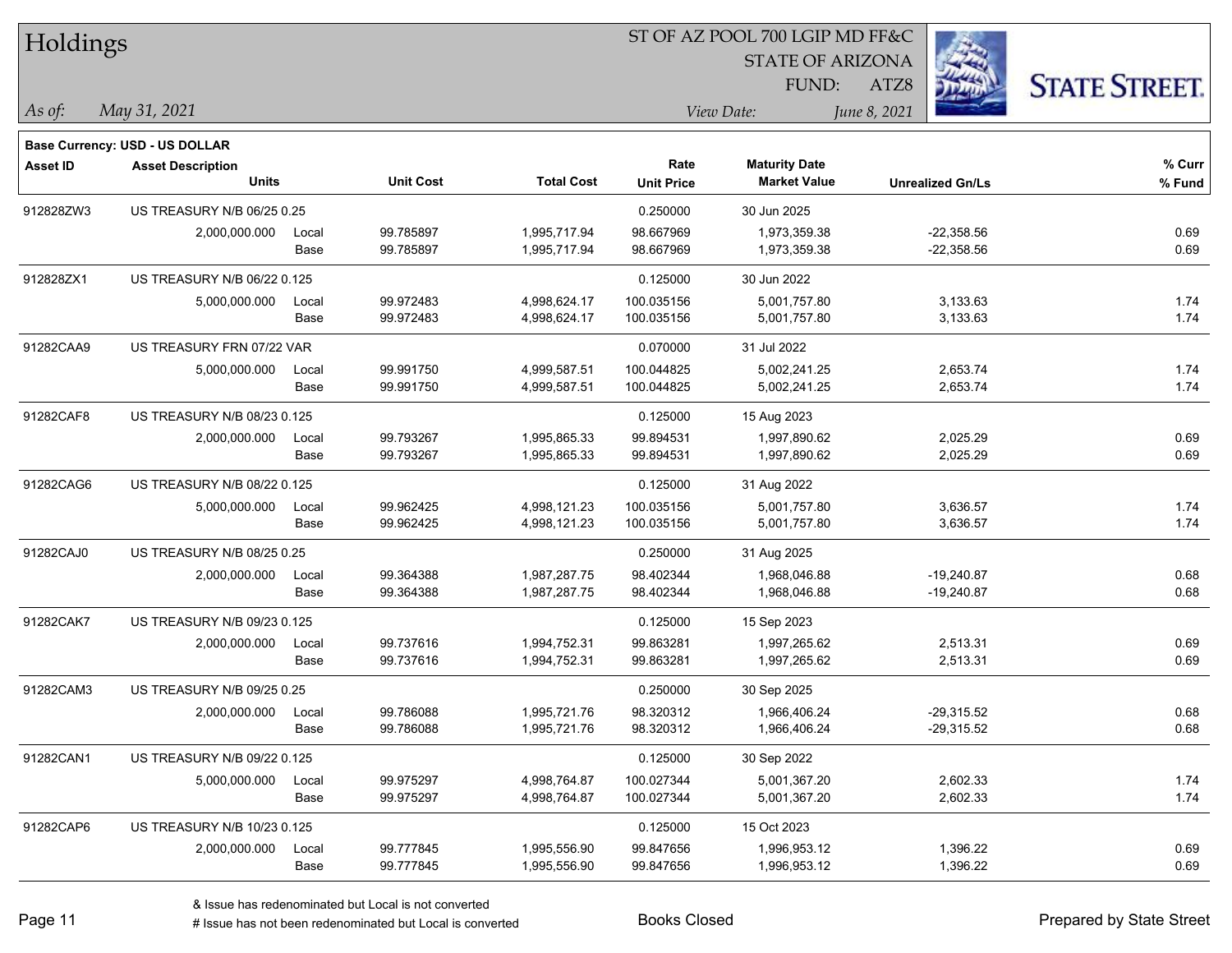# Holdings

ST OF AZ POOL 700 LGIP MD FF&C
STATE OF ARIZONA
FUND: ATZ8

*As of:* *May 31, 2021*
*View Date:* *June 8, 2021*

STATE STREET.

**Base Currency: USD - US DOLLAR**

| Asset ID | Asset Description / Units | | Unit Cost | Total Cost | Rate / Unit Price | Maturity Date / Market Value | Unrealized Gn/Ls | % Curr / % Fund |
|---|---|---|---|---|---|---|---|---|
| 912828ZW3 | US TREASURY N/B 06/25 0.25 | | | | 0.250000 | 30 Jun 2025 | | |
| | 2,000,000.000 | Local | 99.785897 | 1,995,717.94 | 98.667969 | 1,973,359.38 | -22,358.56 | 0.69 |
| | | Base | 99.785897 | 1,995,717.94 | 98.667969 | 1,973,359.38 | -22,358.56 | 0.69 |
| 912828ZX1 | US TREASURY N/B 06/22 0.125 | | | | 0.125000 | 30 Jun 2022 | | |
| | 5,000,000.000 | Local | 99.972483 | 4,998,624.17 | 100.035156 | 5,001,757.80 | 3,133.63 | 1.74 |
| | | Base | 99.972483 | 4,998,624.17 | 100.035156 | 5,001,757.80 | 3,133.63 | 1.74 |
| 91282CAA9 | US TREASURY FRN 07/22 VAR | | | | 0.070000 | 31 Jul 2022 | | |
| | 5,000,000.000 | Local | 99.991750 | 4,999,587.51 | 100.044825 | 5,002,241.25 | 2,653.74 | 1.74 |
| | | Base | 99.991750 | 4,999,587.51 | 100.044825 | 5,002,241.25 | 2,653.74 | 1.74 |
| 91282CAF8 | US TREASURY N/B 08/23 0.125 | | | | 0.125000 | 15 Aug 2023 | | |
| | 2,000,000.000 | Local | 99.793267 | 1,995,865.33 | 99.894531 | 1,997,890.62 | 2,025.29 | 0.69 |
| | | Base | 99.793267 | 1,995,865.33 | 99.894531 | 1,997,890.62 | 2,025.29 | 0.69 |
| 91282CAG6 | US TREASURY N/B 08/22 0.125 | | | | 0.125000 | 31 Aug 2022 | | |
| | 5,000,000.000 | Local | 99.962425 | 4,998,121.23 | 100.035156 | 5,001,757.80 | 3,636.57 | 1.74 |
| | | Base | 99.962425 | 4,998,121.23 | 100.035156 | 5,001,757.80 | 3,636.57 | 1.74 |
| 91282CAJ0 | US TREASURY N/B 08/25 0.25 | | | | 0.250000 | 31 Aug 2025 | | |
| | 2,000,000.000 | Local | 99.364388 | 1,987,287.75 | 98.402344 | 1,968,046.88 | -19,240.87 | 0.68 |
| | | Base | 99.364388 | 1,987,287.75 | 98.402344 | 1,968,046.88 | -19,240.87 | 0.68 |
| 91282CAK7 | US TREASURY N/B 09/23 0.125 | | | | 0.125000 | 15 Sep 2023 | | |
| | 2,000,000.000 | Local | 99.737616 | 1,994,752.31 | 99.863281 | 1,997,265.62 | 2,513.31 | 0.69 |
| | | Base | 99.737616 | 1,994,752.31 | 99.863281 | 1,997,265.62 | 2,513.31 | 0.69 |
| 91282CAM3 | US TREASURY N/B 09/25 0.25 | | | | 0.250000 | 30 Sep 2025 | | |
| | 2,000,000.000 | Local | 99.786088 | 1,995,721.76 | 98.320312 | 1,966,406.24 | -29,315.52 | 0.68 |
| | | Base | 99.786088 | 1,995,721.76 | 98.320312 | 1,966,406.24 | -29,315.52 | 0.68 |
| 91282CAN1 | US TREASURY N/B 09/22 0.125 | | | | 0.125000 | 30 Sep 2022 | | |
| | 5,000,000.000 | Local | 99.975297 | 4,998,764.87 | 100.027344 | 5,001,367.20 | 2,602.33 | 1.74 |
| | | Base | 99.975297 | 4,998,764.87 | 100.027344 | 5,001,367.20 | 2,602.33 | 1.74 |
| 91282CAP6 | US TREASURY N/B 10/23 0.125 | | | | 0.125000 | 15 Oct 2023 | | |
| | 2,000,000.000 | Local | 99.777845 | 1,995,556.90 | 99.847656 | 1,996,953.12 | 1,396.22 | 0.69 |
| | | Base | 99.777845 | 1,995,556.90 | 99.847656 | 1,996,953.12 | 1,396.22 | 0.69 |

& Issue has redenominated but Local is not converted
# Issue has not been redenominated but Local is converted

Books Closed

Prepared by State Street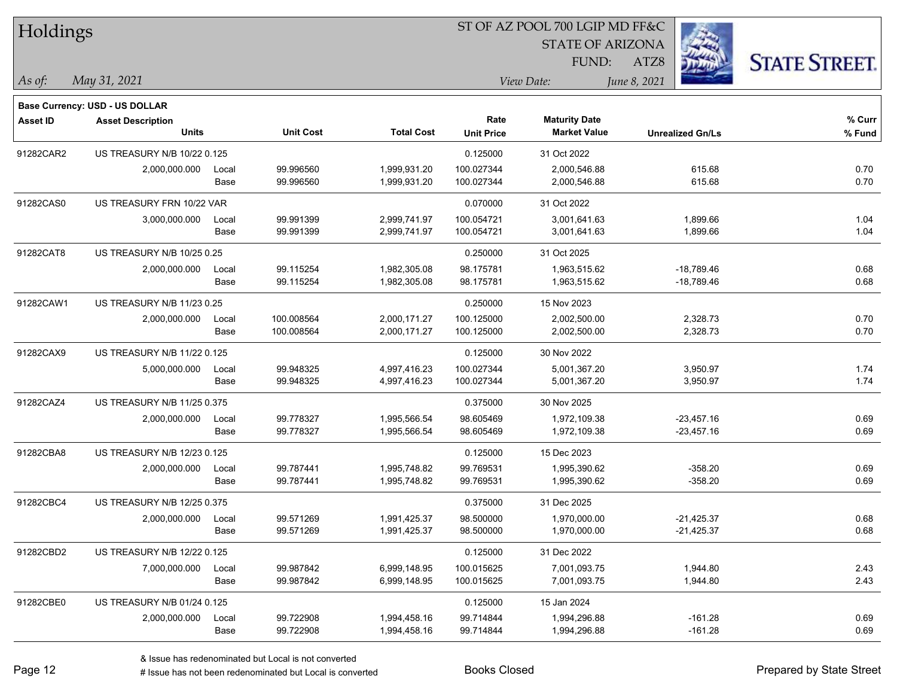# Holdings

ST OF AZ POOL 700 LGIP MD FF&C
STATE OF ARIZONA
FUND: ATZ8

*As of:* *May 31, 2021*

*View Date:* *June 8, 2021*

**Base Currency: USD - US DOLLAR**

| Asset ID | Asset Description / Units | | Unit Cost | Total Cost | Rate / Unit Price | Maturity Date / Market Value | Unrealized Gn/Ls | % Curr / % Fund |
|---|---|---|---|---|---|---|---|---|
| 91282CAR2 | US TREASURY N/B 10/22 0.125 | | | | 0.125000 | 31 Oct 2022 | | |
| | 2,000,000.000 | Local | 99.996560 | 1,999,931.20 | 100.027344 | 2,000,546.88 | 615.68 | 0.70 |
| | | Base | 99.996560 | 1,999,931.20 | 100.027344 | 2,000,546.88 | 615.68 | 0.70 |
| 91282CAS0 | US TREASURY FRN 10/22 VAR | | | | 0.070000 | 31 Oct 2022 | | |
| | 3,000,000.000 | Local | 99.991399 | 2,999,741.97 | 100.054721 | 3,001,641.63 | 1,899.66 | 1.04 |
| | | Base | 99.991399 | 2,999,741.97 | 100.054721 | 3,001,641.63 | 1,899.66 | 1.04 |
| 91282CAT8 | US TREASURY N/B 10/25 0.25 | | | | 0.250000 | 31 Oct 2025 | | |
| | 2,000,000.000 | Local | 99.115254 | 1,982,305.08 | 98.175781 | 1,963,515.62 | -18,789.46 | 0.68 |
| | | Base | 99.115254 | 1,982,305.08 | 98.175781 | 1,963,515.62 | -18,789.46 | 0.68 |
| 91282CAW1 | US TREASURY N/B 11/23 0.25 | | | | 0.250000 | 15 Nov 2023 | | |
| | 2,000,000.000 | Local | 100.008564 | 2,000,171.27 | 100.125000 | 2,002,500.00 | 2,328.73 | 0.70 |
| | | Base | 100.008564 | 2,000,171.27 | 100.125000 | 2,002,500.00 | 2,328.73 | 0.70 |
| 91282CAX9 | US TREASURY N/B 11/22 0.125 | | | | 0.125000 | 30 Nov 2022 | | |
| | 5,000,000.000 | Local | 99.948325 | 4,997,416.23 | 100.027344 | 5,001,367.20 | 3,950.97 | 1.74 |
| | | Base | 99.948325 | 4,997,416.23 | 100.027344 | 5,001,367.20 | 3,950.97 | 1.74 |
| 91282CAZ4 | US TREASURY N/B 11/25 0.375 | | | | 0.375000 | 30 Nov 2025 | | |
| | 2,000,000.000 | Local | 99.778327 | 1,995,566.54 | 98.605469 | 1,972,109.38 | -23,457.16 | 0.69 |
| | | Base | 99.778327 | 1,995,566.54 | 98.605469 | 1,972,109.38 | -23,457.16 | 0.69 |
| 91282CBA8 | US TREASURY N/B 12/23 0.125 | | | | 0.125000 | 15 Dec 2023 | | |
| | 2,000,000.000 | Local | 99.787441 | 1,995,748.82 | 99.769531 | 1,995,390.62 | -358.20 | 0.69 |
| | | Base | 99.787441 | 1,995,748.82 | 99.769531 | 1,995,390.62 | -358.20 | 0.69 |
| 91282CBC4 | US TREASURY N/B 12/25 0.375 | | | | 0.375000 | 31 Dec 2025 | | |
| | 2,000,000.000 | Local | 99.571269 | 1,991,425.37 | 98.500000 | 1,970,000.00 | -21,425.37 | 0.68 |
| | | Base | 99.571269 | 1,991,425.37 | 98.500000 | 1,970,000.00 | -21,425.37 | 0.68 |
| 91282CBD2 | US TREASURY N/B 12/22 0.125 | | | | 0.125000 | 31 Dec 2022 | | |
| | 7,000,000.000 | Local | 99.987842 | 6,999,148.95 | 100.015625 | 7,001,093.75 | 1,944.80 | 2.43 |
| | | Base | 99.987842 | 6,999,148.95 | 100.015625 | 7,001,093.75 | 1,944.80 | 2.43 |
| 91282CBE0 | US TREASURY N/B 01/24 0.125 | | | | 0.125000 | 15 Jan 2024 | | |
| | 2,000,000.000 | Local | 99.722908 | 1,994,458.16 | 99.714844 | 1,994,296.88 | -161.28 | 0.69 |
| | | Base | 99.722908 | 1,994,458.16 | 99.714844 | 1,994,296.88 | -161.28 | 0.69 |

& Issue has redenominated but Local is not converted
# Issue has not been redenominated but Local is converted

Books Closed

Prepared by State Street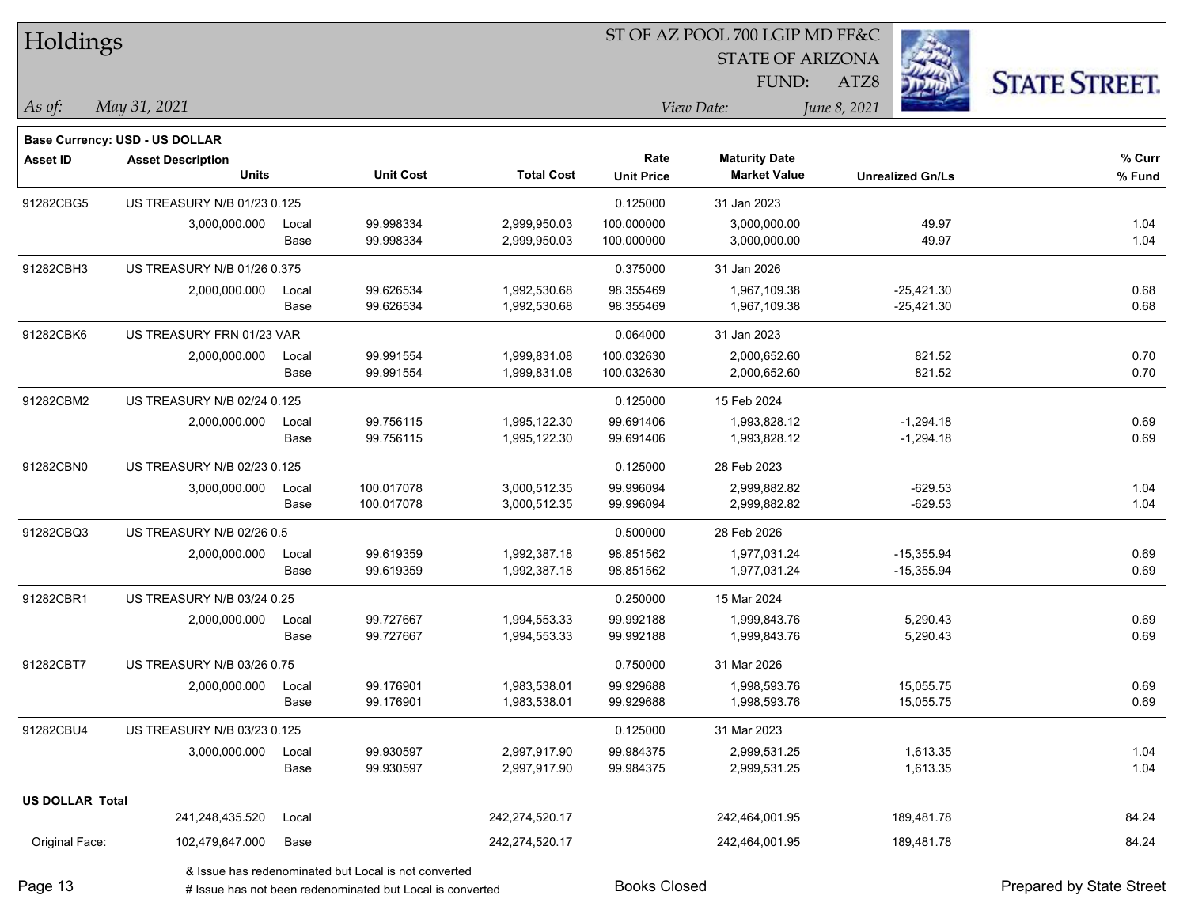# Holdings

ST OF AZ POOL 700 LGIP MD FF&C
STATE OF ARIZONA
FUND: ATZ8

*As of:* *May 31, 2021*
*View Date:* *June 8, 2021*

**Base Currency: USD - US DOLLAR**

| Asset ID | Asset Description / Units | | Unit Cost | Total Cost | Rate / Unit Price | Maturity Date / Market Value | Unrealized Gn/Ls | % Curr / % Fund |
|---|---|---|---|---|---|---|---|---|
| 91282CBG5 | US TREASURY N/B 01/23 0.125 | | | | 0.125000 | 31 Jan 2023 | | |
| | 3,000,000.000 | Local | 99.998334 | 2,999,950.03 | 100.000000 | 3,000,000.00 | 49.97 | 1.04 |
| | | Base | 99.998334 | 2,999,950.03 | 100.000000 | 3,000,000.00 | 49.97 | 1.04 |
| 91282CBH3 | US TREASURY N/B 01/26 0.375 | | | | 0.375000 | 31 Jan 2026 | | |
| | 2,000,000.000 | Local | 99.626534 | 1,992,530.68 | 98.355469 | 1,967,109.38 | -25,421.30 | 0.68 |
| | | Base | 99.626534 | 1,992,530.68 | 98.355469 | 1,967,109.38 | -25,421.30 | 0.68 |
| 91282CBK6 | US TREASURY FRN 01/23 VAR | | | | 0.064000 | 31 Jan 2023 | | |
| | 2,000,000.000 | Local | 99.991554 | 1,999,831.08 | 100.032630 | 2,000,652.60 | 821.52 | 0.70 |
| | | Base | 99.991554 | 1,999,831.08 | 100.032630 | 2,000,652.60 | 821.52 | 0.70 |
| 91282CBM2 | US TREASURY N/B 02/24 0.125 | | | | 0.125000 | 15 Feb 2024 | | |
| | 2,000,000.000 | Local | 99.756115 | 1,995,122.30 | 99.691406 | 1,993,828.12 | -1,294.18 | 0.69 |
| | | Base | 99.756115 | 1,995,122.30 | 99.691406 | 1,993,828.12 | -1,294.18 | 0.69 |
| 91282CBN0 | US TREASURY N/B 02/23 0.125 | | | | 0.125000 | 28 Feb 2023 | | |
| | 3,000,000.000 | Local | 100.017078 | 3,000,512.35 | 99.996094 | 2,999,882.82 | -629.53 | 1.04 |
| | | Base | 100.017078 | 3,000,512.35 | 99.996094 | 2,999,882.82 | -629.53 | 1.04 |
| 91282CBQ3 | US TREASURY N/B 02/26 0.5 | | | | 0.500000 | 28 Feb 2026 | | |
| | 2,000,000.000 | Local | 99.619359 | 1,992,387.18 | 98.851562 | 1,977,031.24 | -15,355.94 | 0.69 |
| | | Base | 99.619359 | 1,992,387.18 | 98.851562 | 1,977,031.24 | -15,355.94 | 0.69 |
| 91282CBR1 | US TREASURY N/B 03/24 0.25 | | | | 0.250000 | 15 Mar 2024 | | |
| | 2,000,000.000 | Local | 99.727667 | 1,994,553.33 | 99.992188 | 1,999,843.76 | 5,290.43 | 0.69 |
| | | Base | 99.727667 | 1,994,553.33 | 99.992188 | 1,999,843.76 | 5,290.43 | 0.69 |
| 91282CBT7 | US TREASURY N/B 03/26 0.75 | | | | 0.750000 | 31 Mar 2026 | | |
| | 2,000,000.000 | Local | 99.176901 | 1,983,538.01 | 99.929688 | 1,998,593.76 | 15,055.75 | 0.69 |
| | | Base | 99.176901 | 1,983,538.01 | 99.929688 | 1,998,593.76 | 15,055.75 | 0.69 |
| 91282CBU4 | US TREASURY N/B 03/23 0.125 | | | | 0.125000 | 31 Mar 2023 | | |
| | 3,000,000.000 | Local | 99.930597 | 2,997,917.90 | 99.984375 | 2,999,531.25 | 1,613.35 | 1.04 |
| | | Base | 99.930597 | 2,997,917.90 | 99.984375 | 2,999,531.25 | 1,613.35 | 1.04 |
| **US DOLLAR Total** | | | | | | | | |
| | 241,248,435.520 | Local | | 242,274,520.17 | | 242,464,001.95 | 189,481.78 | 84.24 |
| Original Face: | 102,479,647.000 | Base | | 242,274,520.17 | | 242,464,001.95 | 189,481.78 | 84.24 |

& Issue has redenominated but Local is not converted
# Issue has not been redenominated but Local is converted

Books Closed

Prepared by State Street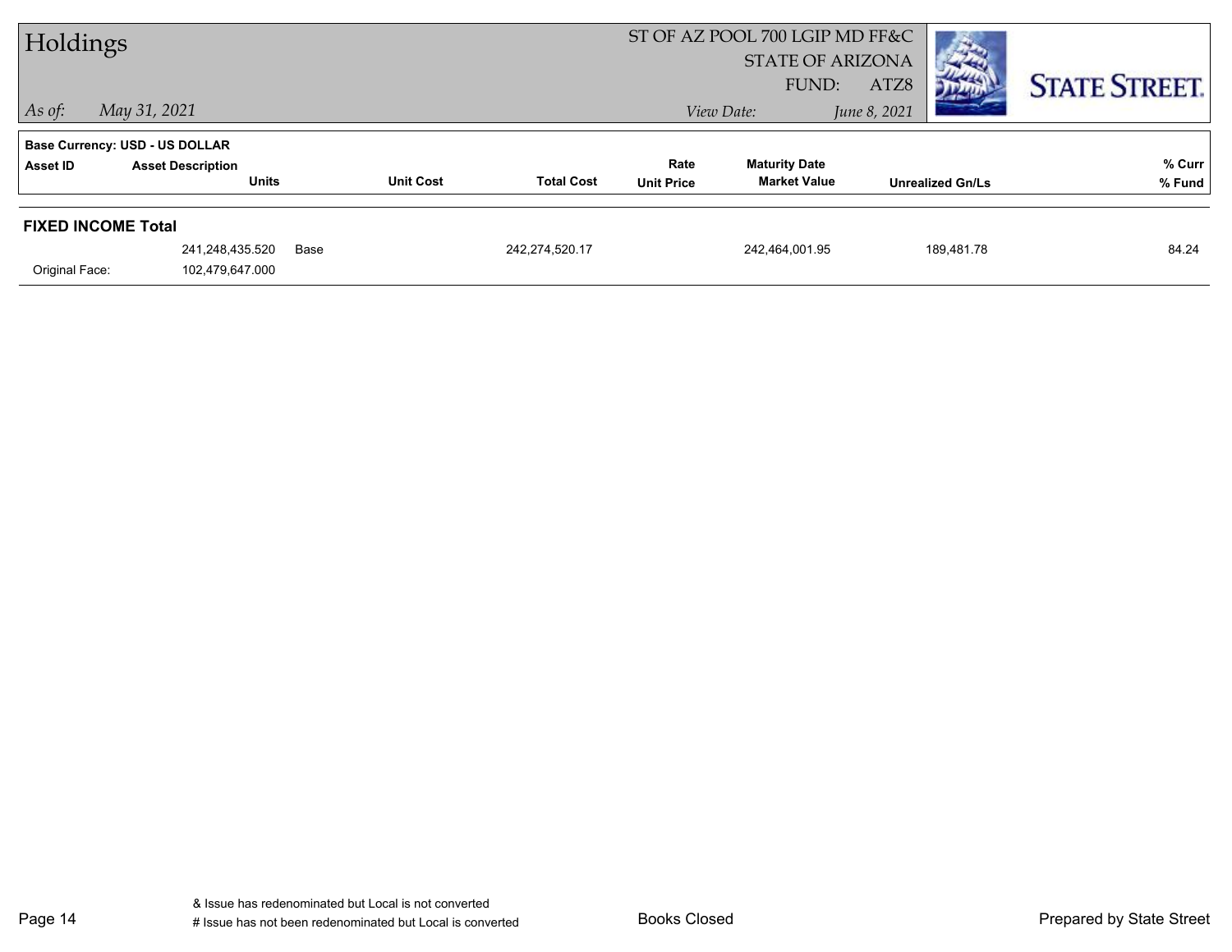# Holdings

ST OF AZ POOL 700 LGIP MD FF&C
STATE OF ARIZONA
FUND: ATZ8

*As of:* *May 31, 2021*

*View Date:* *June 8, 2021*

STATE STREET.

**Base Currency: USD - US DOLLAR**

| Asset ID | Asset Description / Units | | Unit Cost | Total Cost | Rate / Unit Price | Maturity Date / Market Value | Unrealized Gn/Ls | % Curr / % Fund |
|---|---|---|---|---|---|---|---|---|
| **FIXED INCOME Total** | | | | | | | | |
| | 241,248,435.520 | Base | | 242,274,520.17 | | 242,464,001.95 | 189,481.78 | 84.24 |
| Original Face: | 102,479,647.000 | | | | | | | |

& Issue has redenominated but Local is not converted
# Issue has not been redenominated but Local is converted

Books Closed

Prepared by State Street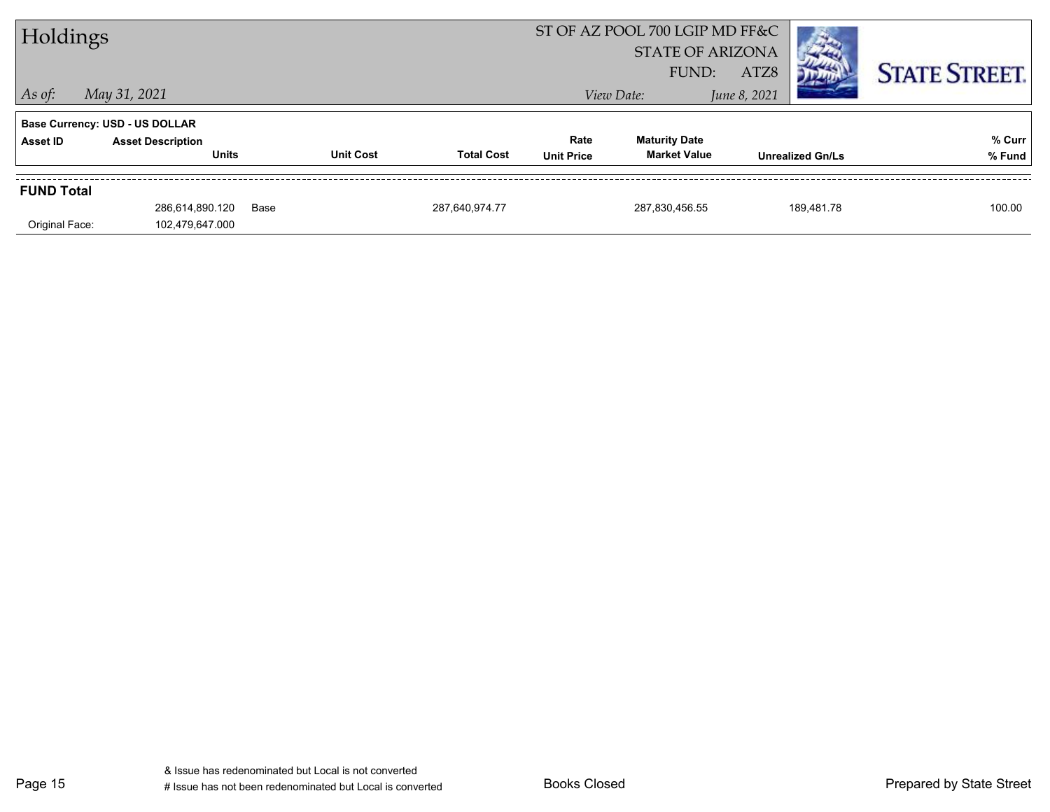# Holdings

ST OF AZ POOL 700 LGIP MD FF&C
STATE OF ARIZONA
FUND: ATZ8

*As of:* *May 31, 2021*

*View Date:* *June 8, 2021*

**Base Currency: USD - US DOLLAR**

| Asset ID | Asset Description / Units | | Unit Cost | Total Cost | Rate / Unit Price | Maturity Date / Market Value | Unrealized Gn/Ls | % Curr / % Fund |
|---|---|---|---|---|---|---|---|---|
| **FUND Total** | | | | | | | | |
| | 286,614,890.120 | Base | | 287,640,974.77 | | 287,830,456.55 | 189,481.78 | 100.00 |
| Original Face: | 102,479,647.000 | | | | | | | |

& Issue has redenominated but Local is not converted
# Issue has not been redenominated but Local is converted

Books Closed

Prepared by State Street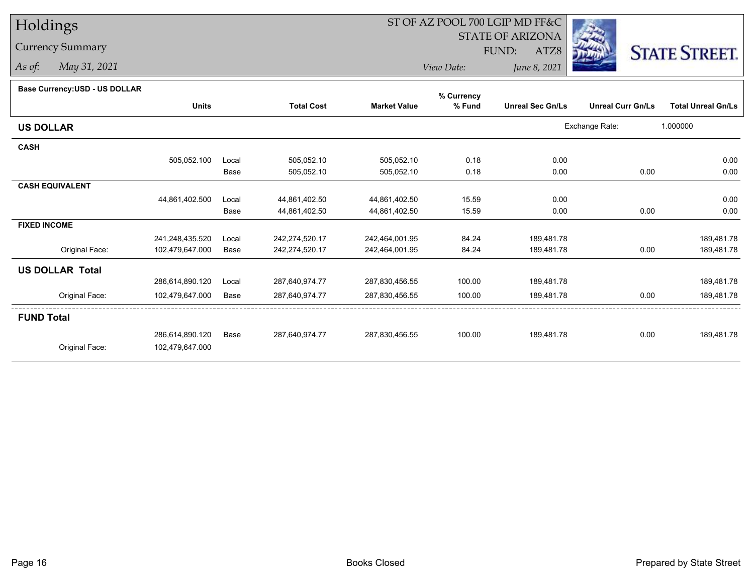# Holdings

## Currency Summary

*As of:* May 31, 2021

ST OF AZ POOL 700 LGIP MD FF&C
STATE OF ARIZONA
FUND: ATZ8

*View Date:* June 8, 2021

**Base Currency:USD - US DOLLAR**

| | Units | | Total Cost | Market Value | % Currency % Fund | Unreal Sec Gn/Ls | Unreal Curr Gn/Ls | Total Unreal Gn/Ls |
|---|---|---|---|---|---|---|---|---|
| **US DOLLAR** | | | | | | Exchange Rate: | 1.000000 | |
| **CASH** | | | | | | | | |
| | 505,052.100 | Local | 505,052.10 | 505,052.10 | 0.18 | 0.00 | | 0.00 |
| | | Base | 505,052.10 | 505,052.10 | 0.18 | 0.00 | 0.00 | 0.00 |
| **CASH EQUIVALENT** | | | | | | | | |
| | 44,861,402.500 | Local | 44,861,402.50 | 44,861,402.50 | 15.59 | 0.00 | | 0.00 |
| | | Base | 44,861,402.50 | 44,861,402.50 | 15.59 | 0.00 | 0.00 | 0.00 |
| **FIXED INCOME** | | | | | | | | |
| | 241,248,435.520 | Local | 242,274,520.17 | 242,464,001.95 | 84.24 | 189,481.78 | | 189,481.78 |
| Original Face: | 102,479,647.000 | Base | 242,274,520.17 | 242,464,001.95 | 84.24 | 189,481.78 | 0.00 | 189,481.78 |
| **US DOLLAR Total** | | | | | | | | |
| | 286,614,890.120 | Local | 287,640,974.77 | 287,830,456.55 | 100.00 | 189,481.78 | | 189,481.78 |
| Original Face: | 102,479,647.000 | Base | 287,640,974.77 | 287,830,456.55 | 100.00 | 189,481.78 | 0.00 | 189,481.78 |
| **FUND Total** | | | | | | | | |
| | 286,614,890.120 | Base | 287,640,974.77 | 287,830,456.55 | 100.00 | 189,481.78 | 0.00 | 189,481.78 |
| Original Face: | 102,479,647.000 | | | | | | | |

Books Closed

Prepared by State Street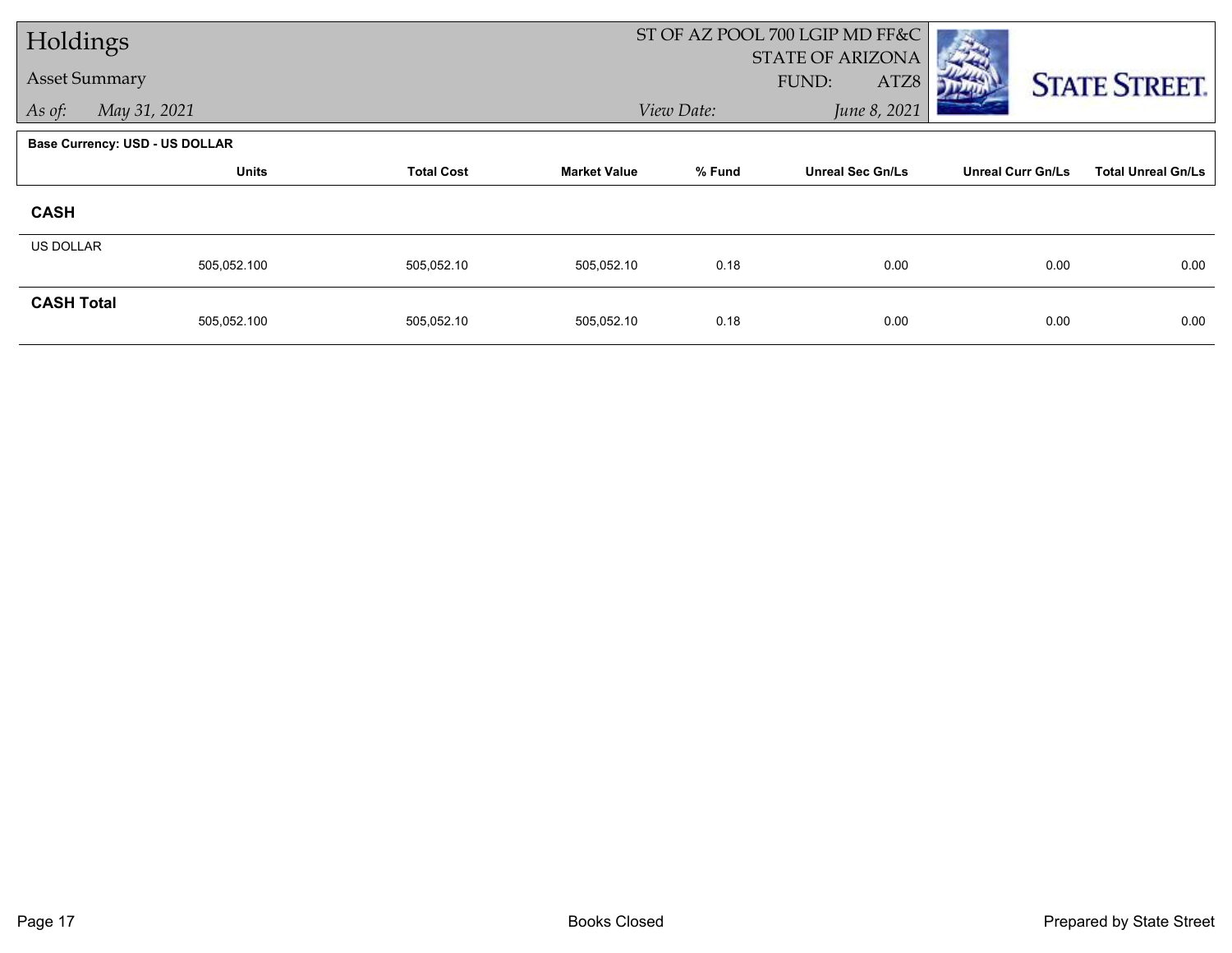# Holdings

## Asset Summary

ST OF AZ POOL 700 LGIP MD FF&C
STATE OF ARIZONA
FUND: ATZ8

*As of:* *May 31, 2021*

*View Date:* *June 8, 2021*

**Base Currency: USD - US DOLLAR**

| | Units | Total Cost | Market Value | % Fund | Unreal Sec Gn/Ls | Unreal Curr Gn/Ls | Total Unreal Gn/Ls |
|---|---|---|---|---|---|---|---|
| **CASH** | | | | | | | |
| US DOLLAR | 505,052.100 | 505,052.10 | 505,052.10 | 0.18 | 0.00 | 0.00 | 0.00 |
| **CASH Total** | 505,052.100 | 505,052.10 | 505,052.10 | 0.18 | 0.00 | 0.00 | 0.00 |

Books Closed

Prepared by State Street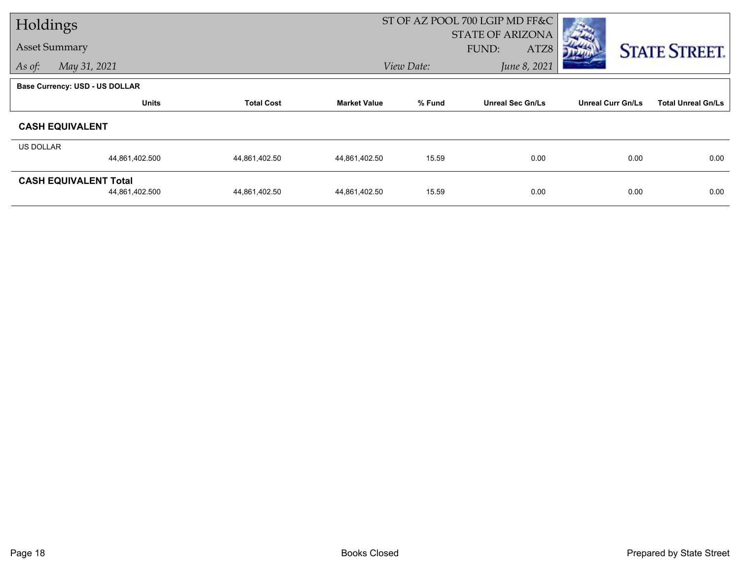# Holdings

## Asset Summary

*As of:* May 31, 2021

ST OF AZ POOL 700 LGIP MD FF&C
STATE OF ARIZONA
FUND: ATZ8

*View Date:* June 8, 2021

**Base Currency: USD - US DOLLAR**

| | Units | Total Cost | Market Value | % Fund | Unreal Sec Gn/Ls | Unreal Curr Gn/Ls | Total Unreal Gn/Ls |
|---|---|---|---|---|---|---|---|
| **CASH EQUIVALENT** | | | | | | | |
| US DOLLAR | 44,861,402.500 | 44,861,402.50 | 44,861,402.50 | 15.59 | 0.00 | 0.00 | 0.00 |
| **CASH EQUIVALENT Total** | 44,861,402.500 | 44,861,402.50 | 44,861,402.50 | 15.59 | 0.00 | 0.00 | 0.00 |

Books Closed

Prepared by State Street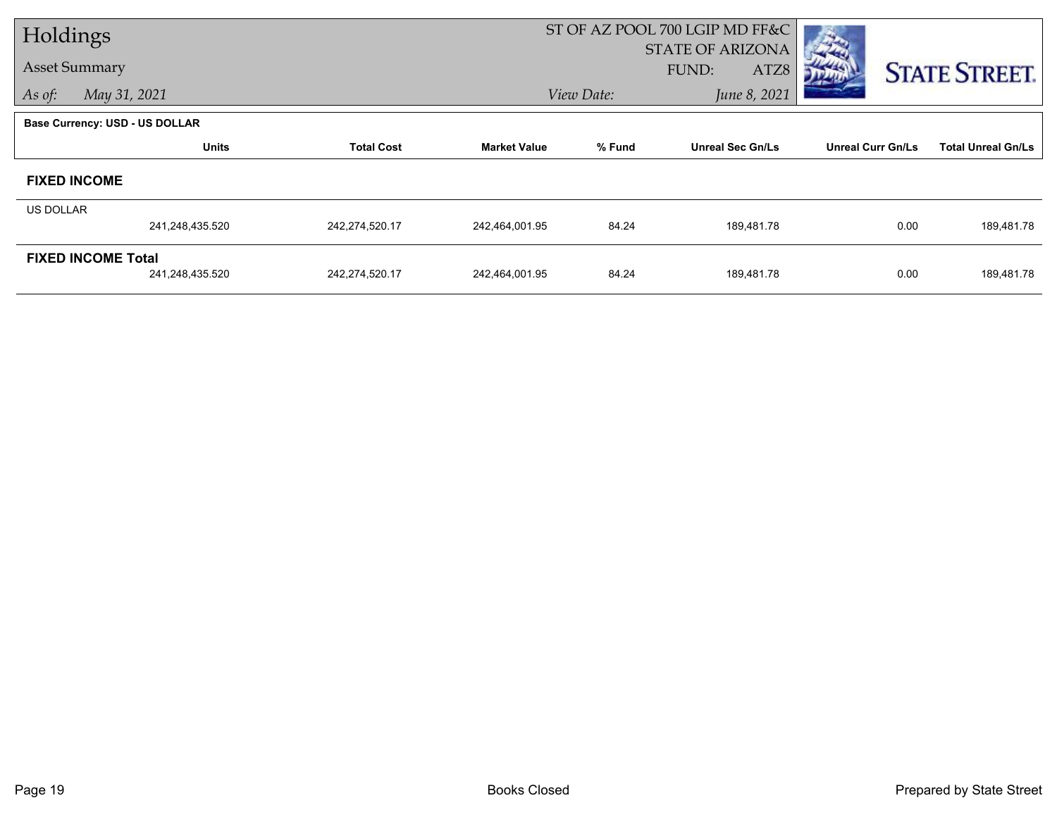# Holdings

## Asset Summary

*As of:* *May 31, 2021*

ST OF AZ POOL 700 LGIP MD FF&C
STATE OF ARIZONA
FUND: ATZ8
*View Date:* *June 8, 2021*

STATE STREET.

**Base Currency: USD - US DOLLAR**

| | Units | Total Cost | Market Value | % Fund | Unreal Sec Gn/Ls | Unreal Curr Gn/Ls | Total Unreal Gn/Ls |
|---|---|---|---|---|---|---|---|
| **FIXED INCOME** | | | | | | | |
| US DOLLAR | 241,248,435.520 | 242,274,520.17 | 242,464,001.95 | 84.24 | 189,481.78 | 0.00 | 189,481.78 |
| **FIXED INCOME Total** | 241,248,435.520 | 242,274,520.17 | 242,464,001.95 | 84.24 | 189,481.78 | 0.00 | 189,481.78 |

Books Closed

Prepared by State Street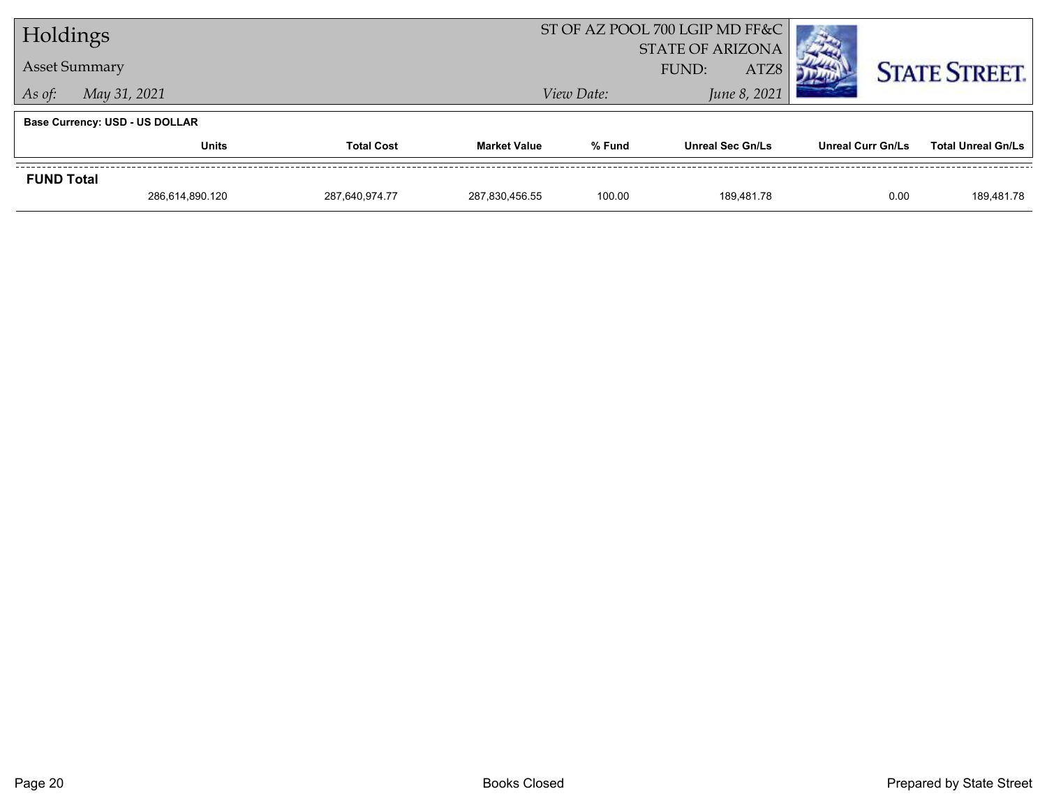# Holdings

## Asset Summary

*As of:* *May 31, 2021*

ST OF AZ POOL 700 LGIP MD FF&C
STATE OF ARIZONA
FUND: ATZ8

*View Date:* *June 8, 2021*

**Base Currency: USD - US DOLLAR**

| | Units | Total Cost | Market Value | % Fund | Unreal Sec Gn/Ls | Unreal Curr Gn/Ls | Total Unreal Gn/Ls |
|---|---|---|---|---|---|---|---|
| **FUND Total** | | | | | | | |
| | 286,614,890.120 | 287,640,974.77 | 287,830,456.55 | 100.00 | 189,481.78 | 0.00 | 189,481.78 |

Books Closed

Prepared by State Street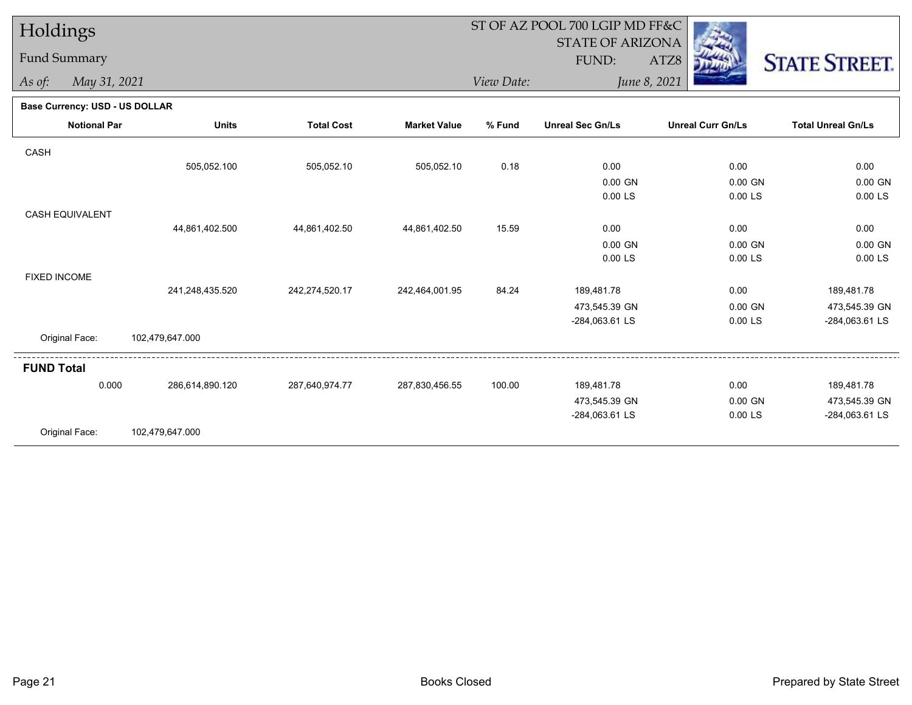# Holdings

Fund Summary

*As of: May 31, 2021*

ST OF AZ POOL 700 LGIP MD FF&C
STATE OF ARIZONA
FUND: ATZ8

*View Date: June 8, 2021*

STATE STREET.

**Base Currency: USD - US DOLLAR**

| Notional Par | Units | Total Cost | Market Value | % Fund | Unreal Sec Gn/Ls | Unreal Curr Gn/Ls | Total Unreal Gn/Ls |
|---|---|---|---|---|---|---|---|
| CASH | | | | | | | |
| | 505,052.100 | 505,052.10 | 505,052.10 | 0.18 | 0.00 | 0.00 | 0.00 |
| | | | | | 0.00 GN | 0.00 GN | 0.00 GN |
| | | | | | 0.00 LS | 0.00 LS | 0.00 LS |
| CASH EQUIVALENT | | | | | | | |
| | 44,861,402.500 | 44,861,402.50 | 44,861,402.50 | 15.59 | 0.00 | 0.00 | 0.00 |
| | | | | | 0.00 GN | 0.00 GN | 0.00 GN |
| | | | | | 0.00 LS | 0.00 LS | 0.00 LS |
| FIXED INCOME | | | | | | | |
| | 241,248,435.520 | 242,274,520.17 | 242,464,001.95 | 84.24 | 189,481.78 | 0.00 | 189,481.78 |
| | | | | | 473,545.39 GN | 0.00 GN | 473,545.39 GN |
| | | | | | -284,063.61 LS | 0.00 LS | -284,063.61 LS |
| Original Face: 102,479,647.000 | | | | | | | |
| **FUND Total** | | | | | | | |
| 0.000 | 286,614,890.120 | 287,640,974.77 | 287,830,456.55 | 100.00 | 189,481.78 | 0.00 | 189,481.78 |
| | | | | | 473,545.39 GN | 0.00 GN | 473,545.39 GN |
| | | | | | -284,063.61 LS | 0.00 LS | -284,063.61 LS |
| Original Face: 102,479,647.000 | | | | | | | |

Books Closed

Prepared by State Street